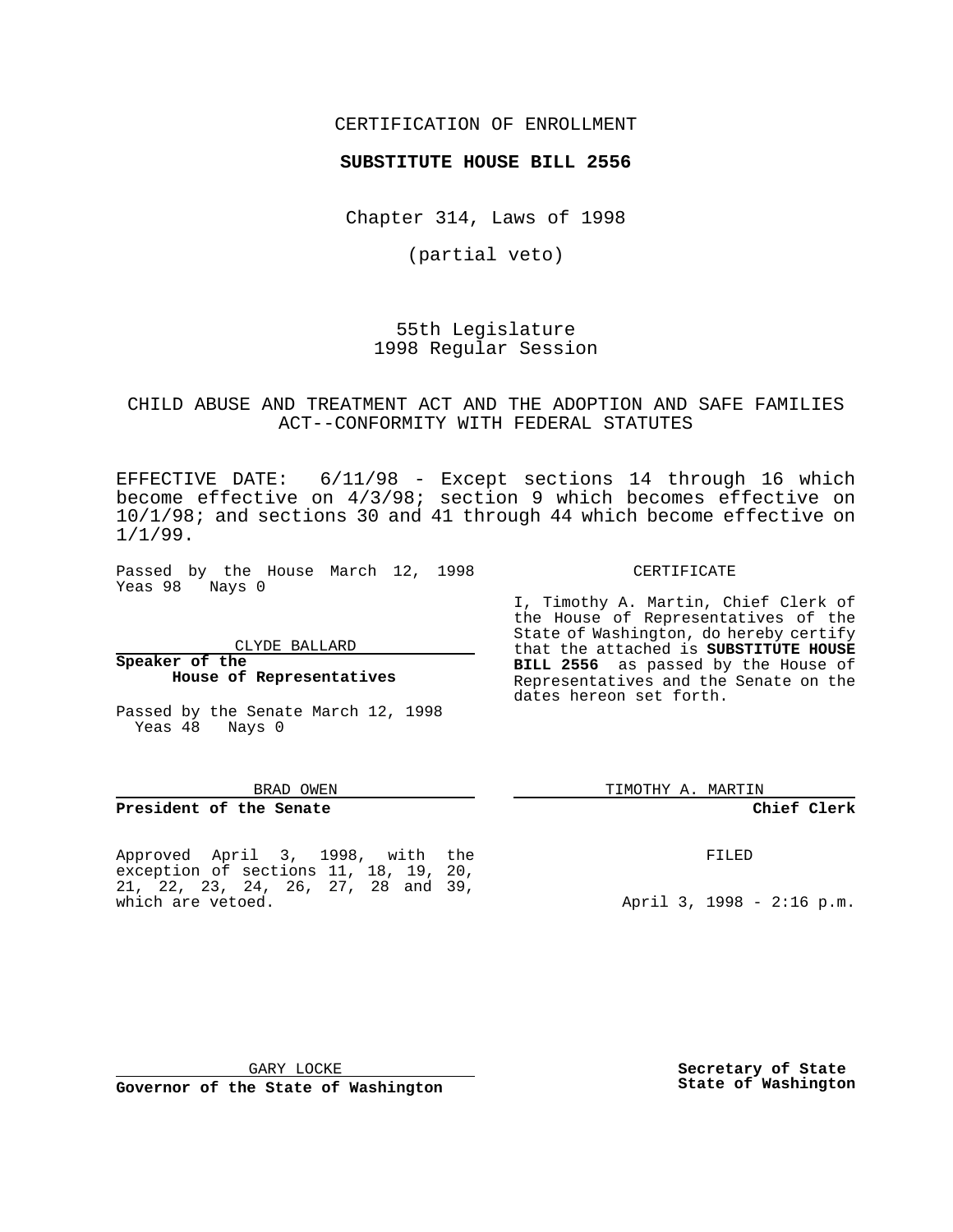CERTIFICATION OF ENROLLMENT

**SUBSTITUTE HOUSE BILL 2556**

Chapter 314, Laws of 1998

(partial veto)

55th Legislature
1998 Regular Session

CHILD ABUSE AND TREATMENT ACT AND THE ADOPTION AND SAFE FAMILIES ACT--CONFORMITY WITH FEDERAL STATUTES

EFFECTIVE DATE: 6/11/98 - Except sections 14 through 16 which become effective on 4/3/98; section 9 which becomes effective on 10/1/98; and sections 30 and 41 through 44 which become effective on 1/1/99.

Passed by the House March 12, 1998
Yeas 98 Nays 0

CLYDE BALLARD

**Speaker of the House of Representatives**

Passed by the Senate March 12, 1998
Yeas 48 Nays 0

BRAD OWEN

**President of the Senate**

Approved April 3, 1998, with the exception of sections 11, 18, 19, 20, 21, 22, 23, 24, 26, 27, 28 and 39, which are vetoed.

GARY LOCKE

**Governor of the State of Washington**

CERTIFICATE

I, Timothy A. Martin, Chief Clerk of the House of Representatives of the State of Washington, do hereby certify that the attached is **SUBSTITUTE HOUSE BILL 2556** as passed by the House of Representatives and the Senate on the dates hereon set forth.

TIMOTHY A. MARTIN

**Chief Clerk**

FILED

April 3, 1998 - 2:16 p.m.

**Secretary of State**
**State of Washington**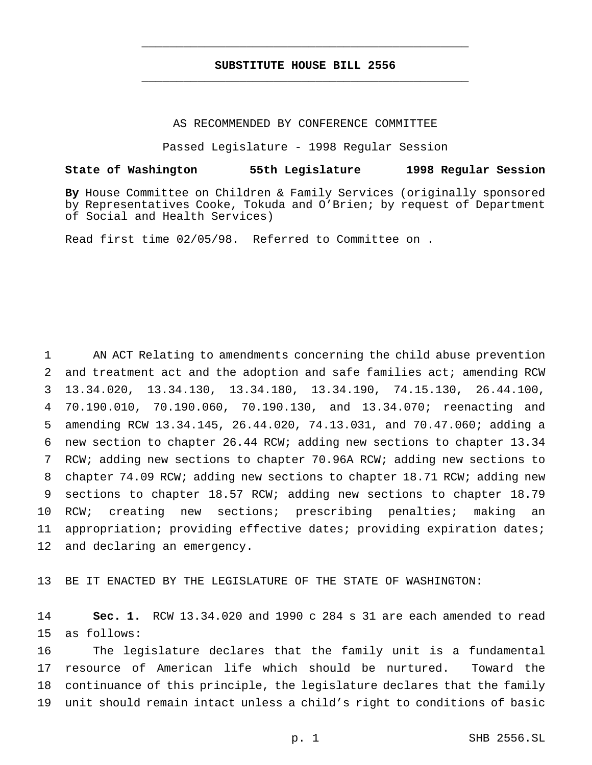# SUBSTITUTE HOUSE BILL 2556

AS RECOMMENDED BY CONFERENCE COMMITTEE

Passed Legislature - 1998 Regular Session

**State of Washington 55th Legislature 1998 Regular Session**

**By** House Committee on Children & Family Services (originally sponsored by Representatives Cooke, Tokuda and O'Brien; by request of Department of Social and Health Services)

Read first time 02/05/98. Referred to Committee on .

AN ACT Relating to amendments concerning the child abuse prevention and treatment act and the adoption and safe families act; amending RCW 13.34.020, 13.34.130, 13.34.180, 13.34.190, 74.15.130, 26.44.100, 70.190.010, 70.190.060, 70.190.130, and 13.34.070; reenacting and amending RCW 13.34.145, 26.44.020, 74.13.031, and 70.47.060; adding a new section to chapter 26.44 RCW; adding new sections to chapter 13.34 RCW; adding new sections to chapter 70.96A RCW; adding new sections to chapter 74.09 RCW; adding new sections to chapter 18.71 RCW; adding new sections to chapter 18.57 RCW; adding new sections to chapter 18.79 RCW; creating new sections; prescribing penalties; making an appropriation; providing effective dates; providing expiration dates; and declaring an emergency.

BE IT ENACTED BY THE LEGISLATURE OF THE STATE OF WASHINGTON:

**Sec. 1.** RCW 13.34.020 and 1990 c 284 s 31 are each amended to read as follows:

The legislature declares that the family unit is a fundamental resource of American life which should be nurtured. Toward the continuance of this principle, the legislature declares that the family unit should remain intact unless a child's right to conditions of basic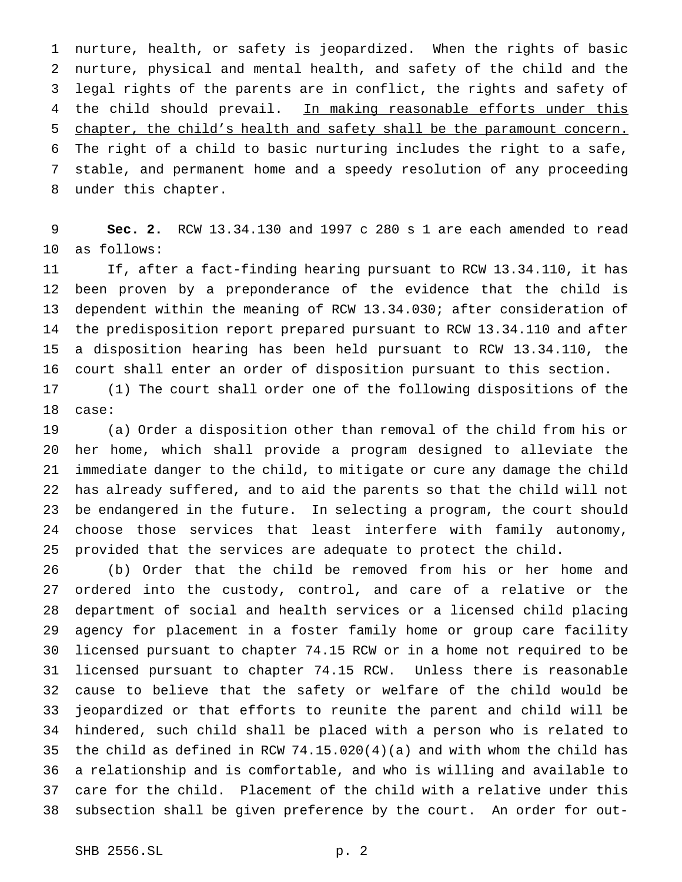nurture, health, or safety is jeopardized. When the rights of basic nurture, physical and mental health, and safety of the child and the legal rights of the parents are in conflict, the rights and safety of the child should prevail. <u>In making reasonable efforts under this chapter, the child's health and safety shall be the paramount concern.</u> The right of a child to basic nurturing includes the right to a safe, stable, and permanent home and a speedy resolution of any proceeding under this chapter.

**Sec. 2.** RCW 13.34.130 and 1997 c 280 s 1 are each amended to read as follows:

If, after a fact-finding hearing pursuant to RCW 13.34.110, it has been proven by a preponderance of the evidence that the child is dependent within the meaning of RCW 13.34.030; after consideration of the predisposition report prepared pursuant to RCW 13.34.110 and after a disposition hearing has been held pursuant to RCW 13.34.110, the court shall enter an order of disposition pursuant to this section.

(1) The court shall order one of the following dispositions of the case:

(a) Order a disposition other than removal of the child from his or her home, which shall provide a program designed to alleviate the immediate danger to the child, to mitigate or cure any damage the child has already suffered, and to aid the parents so that the child will not be endangered in the future. In selecting a program, the court should choose those services that least interfere with family autonomy, provided that the services are adequate to protect the child.

(b) Order that the child be removed from his or her home and ordered into the custody, control, and care of a relative or the department of social and health services or a licensed child placing agency for placement in a foster family home or group care facility licensed pursuant to chapter 74.15 RCW or in a home not required to be licensed pursuant to chapter 74.15 RCW. Unless there is reasonable cause to believe that the safety or welfare of the child would be jeopardized or that efforts to reunite the parent and child will be hindered, such child shall be placed with a person who is related to the child as defined in RCW 74.15.020(4)(a) and with whom the child has a relationship and is comfortable, and who is willing and available to care for the child. Placement of the child with a relative under this subsection shall be given preference by the court. An order for out-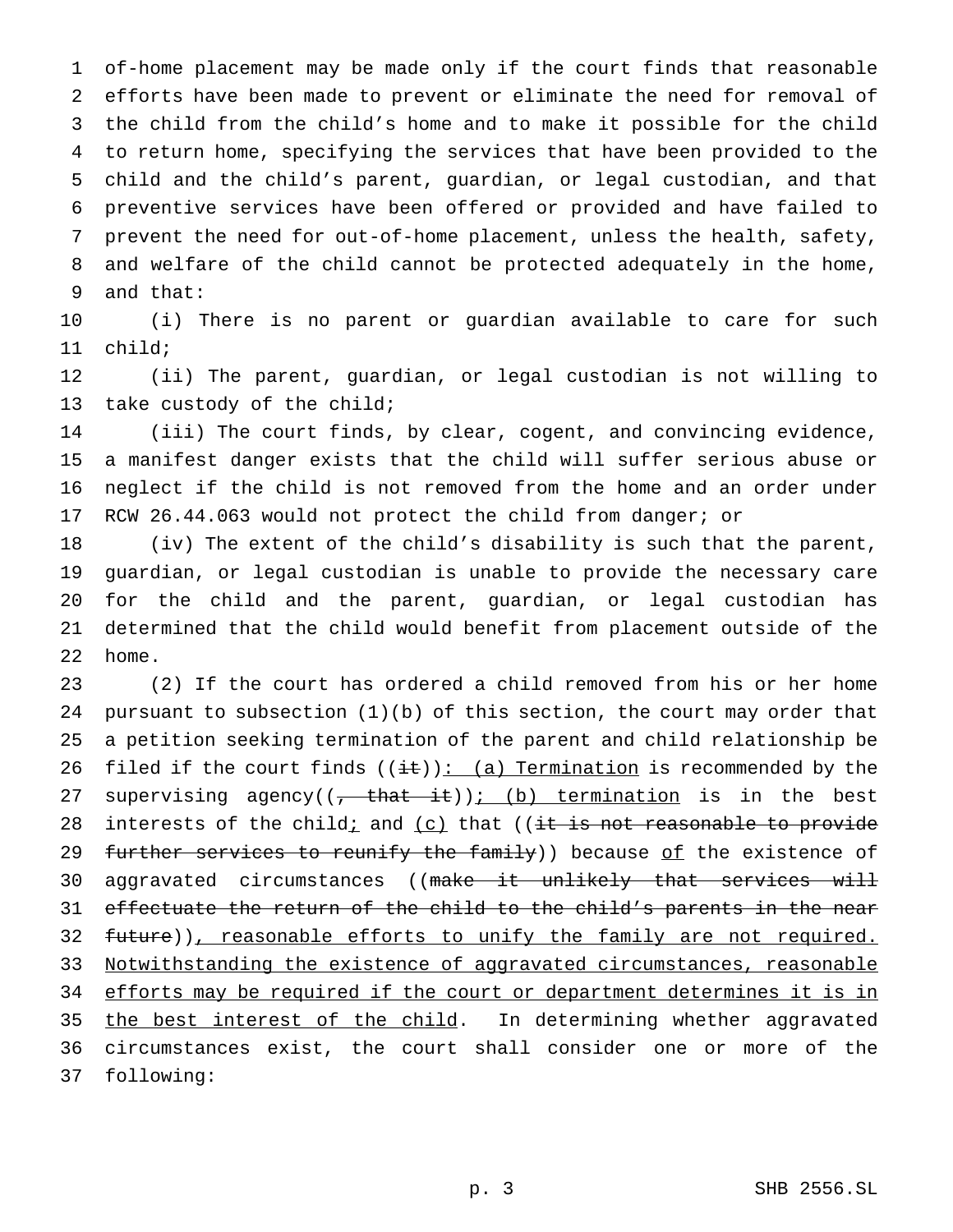of-home placement may be made only if the court finds that reasonable efforts have been made to prevent or eliminate the need for removal of the child from the child's home and to make it possible for the child to return home, specifying the services that have been provided to the child and the child's parent, guardian, or legal custodian, and that preventive services have been offered or provided and have failed to prevent the need for out-of-home placement, unless the health, safety, and welfare of the child cannot be protected adequately in the home, and that:

(i) There is no parent or guardian available to care for such child;

(ii) The parent, guardian, or legal custodian is not willing to take custody of the child;

(iii) The court finds, by clear, cogent, and convincing evidence, a manifest danger exists that the child will suffer serious abuse or neglect if the child is not removed from the home and an order under RCW 26.44.063 would not protect the child from danger; or

(iv) The extent of the child's disability is such that the parent, guardian, or legal custodian is unable to provide the necessary care for the child and the parent, guardian, or legal custodian has determined that the child would benefit from placement outside of the home.

(2) If the court has ordered a child removed from his or her home pursuant to subsection (1)(b) of this section, the court may order that a petition seeking termination of the parent and child relationship be filed if the court finds ((~~it~~)): (a) Termination is recommended by the supervising agency((~~, that it~~)); (b) termination is in the best interests of the child; and (c) that ((~~it is not reasonable to provide further services to reunify the family~~)) because of the existence of aggravated circumstances ((~~make it unlikely that services will effectuate the return of the child to the child's parents in the near future~~)), reasonable efforts to unify the family are not required. Notwithstanding the existence of aggravated circumstances, reasonable efforts may be required if the court or department determines it is in the best interest of the child. In determining whether aggravated circumstances exist, the court shall consider one or more of the following: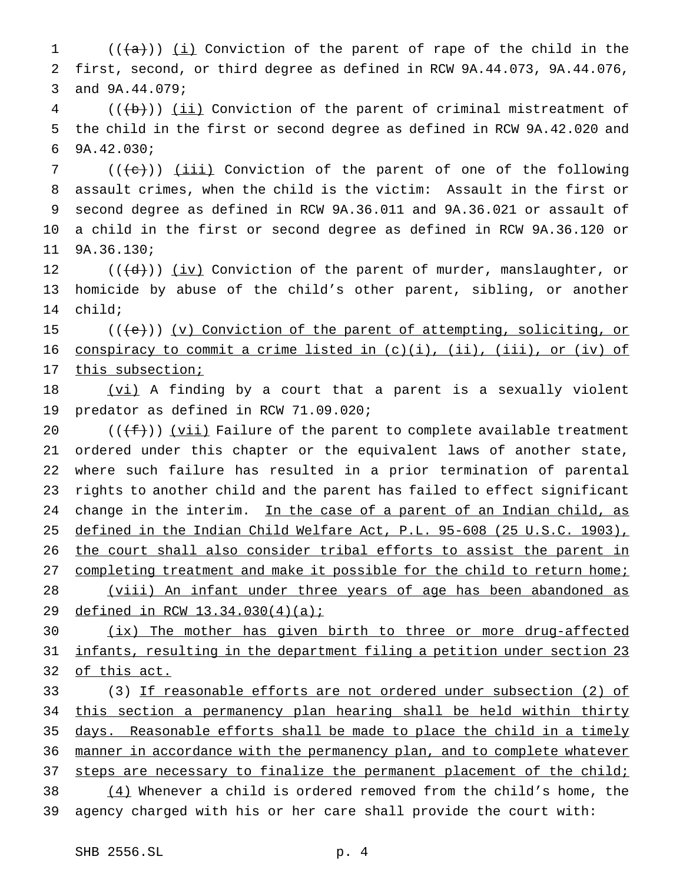((~~(a)~~)) (i) Conviction of the parent of rape of the child in the first, second, or third degree as defined in RCW 9A.44.073, 9A.44.076, and 9A.44.079;

((~~(b)~~)) (ii) Conviction of the parent of criminal mistreatment of the child in the first or second degree as defined in RCW 9A.42.020 and 9A.42.030;

((~~(c)~~)) (iii) Conviction of the parent of one of the following assault crimes, when the child is the victim: Assault in the first or second degree as defined in RCW 9A.36.011 and 9A.36.021 or assault of a child in the first or second degree as defined in RCW 9A.36.120 or 9A.36.130;

((~~(d)~~)) (iv) Conviction of the parent of murder, manslaughter, or homicide by abuse of the child's other parent, sibling, or another child;

((~~(e)~~)) (v) Conviction of the parent of attempting, soliciting, or conspiracy to commit a crime listed in (c)(i), (ii), (iii), or (iv) of this subsection;

(vi) A finding by a court that a parent is a sexually violent predator as defined in RCW 71.09.020;

((~~(f)~~)) (vii) Failure of the parent to complete available treatment ordered under this chapter or the equivalent laws of another state, where such failure has resulted in a prior termination of parental rights to another child and the parent has failed to effect significant change in the interim. In the case of a parent of an Indian child, as defined in the Indian Child Welfare Act, P.L. 95-608 (25 U.S.C. 1903), the court shall also consider tribal efforts to assist the parent in completing treatment and make it possible for the child to return home;

(viii) An infant under three years of age has been abandoned as defined in RCW 13.34.030(4)(a);

(ix) The mother has given birth to three or more drug-affected infants, resulting in the department filing a petition under section 23 of this act.

(3) If reasonable efforts are not ordered under subsection (2) of this section a permanency plan hearing shall be held within thirty days. Reasonable efforts shall be made to place the child in a timely manner in accordance with the permanency plan, and to complete whatever steps are necessary to finalize the permanent placement of the child;

(4) Whenever a child is ordered removed from the child's home, the agency charged with his or her care shall provide the court with: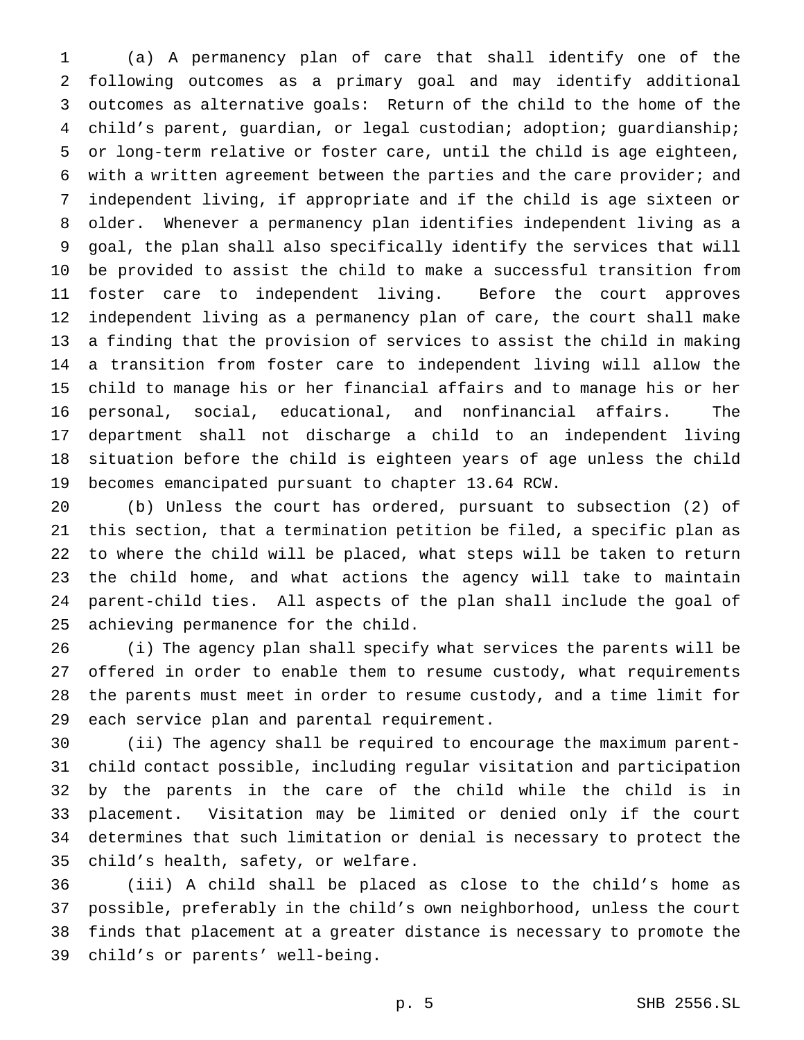(a) A permanency plan of care that shall identify one of the following outcomes as a primary goal and may identify additional outcomes as alternative goals: Return of the child to the home of the child's parent, guardian, or legal custodian; adoption; guardianship; or long-term relative or foster care, until the child is age eighteen, with a written agreement between the parties and the care provider; and independent living, if appropriate and if the child is age sixteen or older. Whenever a permanency plan identifies independent living as a goal, the plan shall also specifically identify the services that will be provided to assist the child to make a successful transition from foster care to independent living. Before the court approves independent living as a permanency plan of care, the court shall make a finding that the provision of services to assist the child in making a transition from foster care to independent living will allow the child to manage his or her financial affairs and to manage his or her personal, social, educational, and nonfinancial affairs. The department shall not discharge a child to an independent living situation before the child is eighteen years of age unless the child becomes emancipated pursuant to chapter 13.64 RCW.

(b) Unless the court has ordered, pursuant to subsection (2) of this section, that a termination petition be filed, a specific plan as to where the child will be placed, what steps will be taken to return the child home, and what actions the agency will take to maintain parent-child ties. All aspects of the plan shall include the goal of achieving permanence for the child.

(i) The agency plan shall specify what services the parents will be offered in order to enable them to resume custody, what requirements the parents must meet in order to resume custody, and a time limit for each service plan and parental requirement.

(ii) The agency shall be required to encourage the maximum parent-child contact possible, including regular visitation and participation by the parents in the care of the child while the child is in placement. Visitation may be limited or denied only if the court determines that such limitation or denial is necessary to protect the child's health, safety, or welfare.

(iii) A child shall be placed as close to the child's home as possible, preferably in the child's own neighborhood, unless the court finds that placement at a greater distance is necessary to promote the child's or parents' well-being.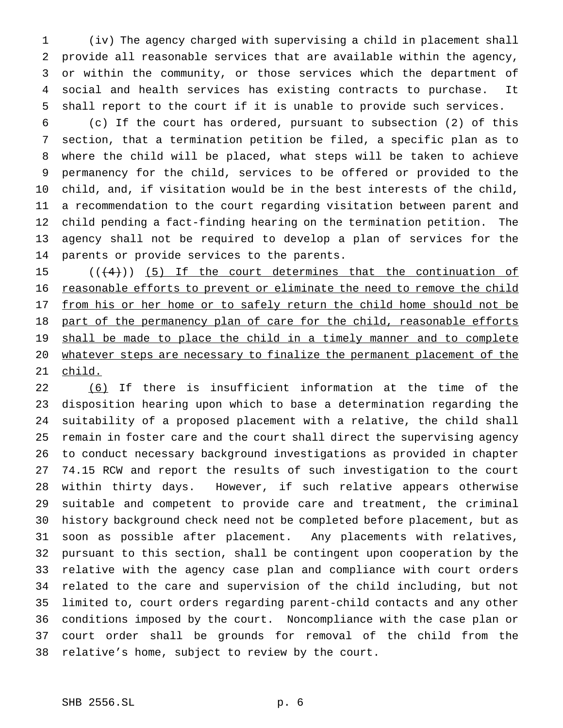(iv) The agency charged with supervising a child in placement shall provide all reasonable services that are available within the agency, or within the community, or those services which the department of social and health services has existing contracts to purchase. It shall report to the court if it is unable to provide such services.

(c) If the court has ordered, pursuant to subsection (2) of this section, that a termination petition be filed, a specific plan as to where the child will be placed, what steps will be taken to achieve permanency for the child, services to be offered or provided to the child, and, if visitation would be in the best interests of the child, a recommendation to the court regarding visitation between parent and child pending a fact-finding hearing on the termination petition. The agency shall not be required to develop a plan of services for the parents or provide services to the parents.

((~~(4)~~)) <u>(5) If the court determines that the continuation of reasonable efforts to prevent or eliminate the need to remove the child from his or her home or to safely return the child home should not be part of the permanency plan of care for the child, reasonable efforts shall be made to place the child in a timely manner and to complete whatever steps are necessary to finalize the permanent placement of the child.</u>

<u>(6)</u> If there is insufficient information at the time of the disposition hearing upon which to base a determination regarding the suitability of a proposed placement with a relative, the child shall remain in foster care and the court shall direct the supervising agency to conduct necessary background investigations as provided in chapter 74.15 RCW and report the results of such investigation to the court within thirty days. However, if such relative appears otherwise suitable and competent to provide care and treatment, the criminal history background check need not be completed before placement, but as soon as possible after placement. Any placements with relatives, pursuant to this section, shall be contingent upon cooperation by the relative with the agency case plan and compliance with court orders related to the care and supervision of the child including, but not limited to, court orders regarding parent-child contacts and any other conditions imposed by the court. Noncompliance with the case plan or court order shall be grounds for removal of the child from the relative's home, subject to review by the court.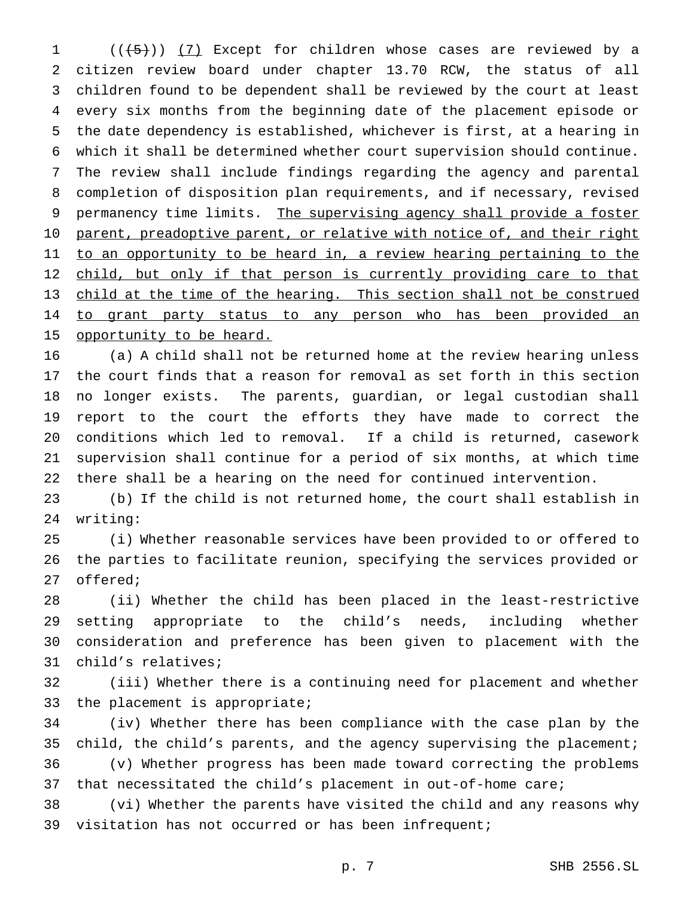((~~(5)~~)) <u>(7)</u> Except for children whose cases are reviewed by a citizen review board under chapter 13.70 RCW, the status of all children found to be dependent shall be reviewed by the court at least every six months from the beginning date of the placement episode or the date dependency is established, whichever is first, at a hearing in which it shall be determined whether court supervision should continue. The review shall include findings regarding the agency and parental completion of disposition plan requirements, and if necessary, revised permanency time limits. <u>The supervising agency shall provide a foster parent, preadoptive parent, or relative with notice of, and their right to an opportunity to be heard in, a review hearing pertaining to the child, but only if that person is currently providing care to that child at the time of the hearing. This section shall not be construed to grant party status to any person who has been provided an opportunity to be heard.</u>

(a) A child shall not be returned home at the review hearing unless the court finds that a reason for removal as set forth in this section no longer exists. The parents, guardian, or legal custodian shall report to the court the efforts they have made to correct the conditions which led to removal. If a child is returned, casework supervision shall continue for a period of six months, at which time there shall be a hearing on the need for continued intervention.

(b) If the child is not returned home, the court shall establish in writing:

(i) Whether reasonable services have been provided to or offered to the parties to facilitate reunion, specifying the services provided or offered;

(ii) Whether the child has been placed in the least-restrictive setting appropriate to the child's needs, including whether consideration and preference has been given to placement with the child's relatives;

(iii) Whether there is a continuing need for placement and whether the placement is appropriate;

(iv) Whether there has been compliance with the case plan by the child, the child's parents, and the agency supervising the placement;

(v) Whether progress has been made toward correcting the problems that necessitated the child's placement in out-of-home care;

(vi) Whether the parents have visited the child and any reasons why visitation has not occurred or has been infrequent;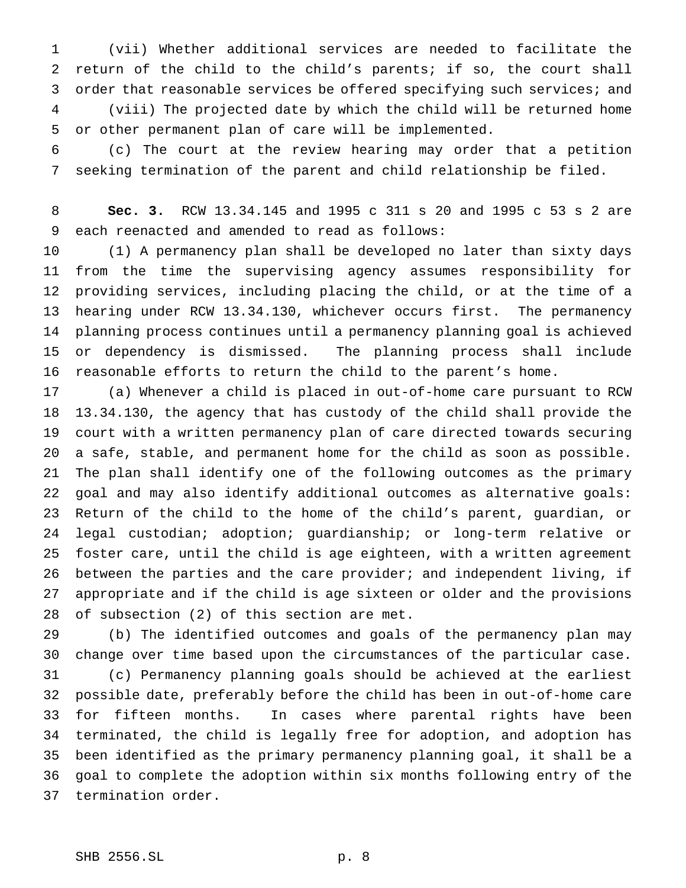(vii) Whether additional services are needed to facilitate the return of the child to the child's parents; if so, the court shall order that reasonable services be offered specifying such services; and

(viii) The projected date by which the child will be returned home or other permanent plan of care will be implemented.

(c) The court at the review hearing may order that a petition seeking termination of the parent and child relationship be filed.

**Sec. 3.** RCW 13.34.145 and 1995 c 311 s 20 and 1995 c 53 s 2 are each reenacted and amended to read as follows:

(1) A permanency plan shall be developed no later than sixty days from the time the supervising agency assumes responsibility for providing services, including placing the child, or at the time of a hearing under RCW 13.34.130, whichever occurs first. The permanency planning process continues until a permanency planning goal is achieved or dependency is dismissed. The planning process shall include reasonable efforts to return the child to the parent's home.

(a) Whenever a child is placed in out-of-home care pursuant to RCW 13.34.130, the agency that has custody of the child shall provide the court with a written permanency plan of care directed towards securing a safe, stable, and permanent home for the child as soon as possible. The plan shall identify one of the following outcomes as the primary goal and may also identify additional outcomes as alternative goals: Return of the child to the home of the child's parent, guardian, or legal custodian; adoption; guardianship; or long-term relative or foster care, until the child is age eighteen, with a written agreement between the parties and the care provider; and independent living, if appropriate and if the child is age sixteen or older and the provisions of subsection (2) of this section are met.

(b) The identified outcomes and goals of the permanency plan may change over time based upon the circumstances of the particular case.

(c) Permanency planning goals should be achieved at the earliest possible date, preferably before the child has been in out-of-home care for fifteen months. In cases where parental rights have been terminated, the child is legally free for adoption, and adoption has been identified as the primary permanency planning goal, it shall be a goal to complete the adoption within six months following entry of the termination order.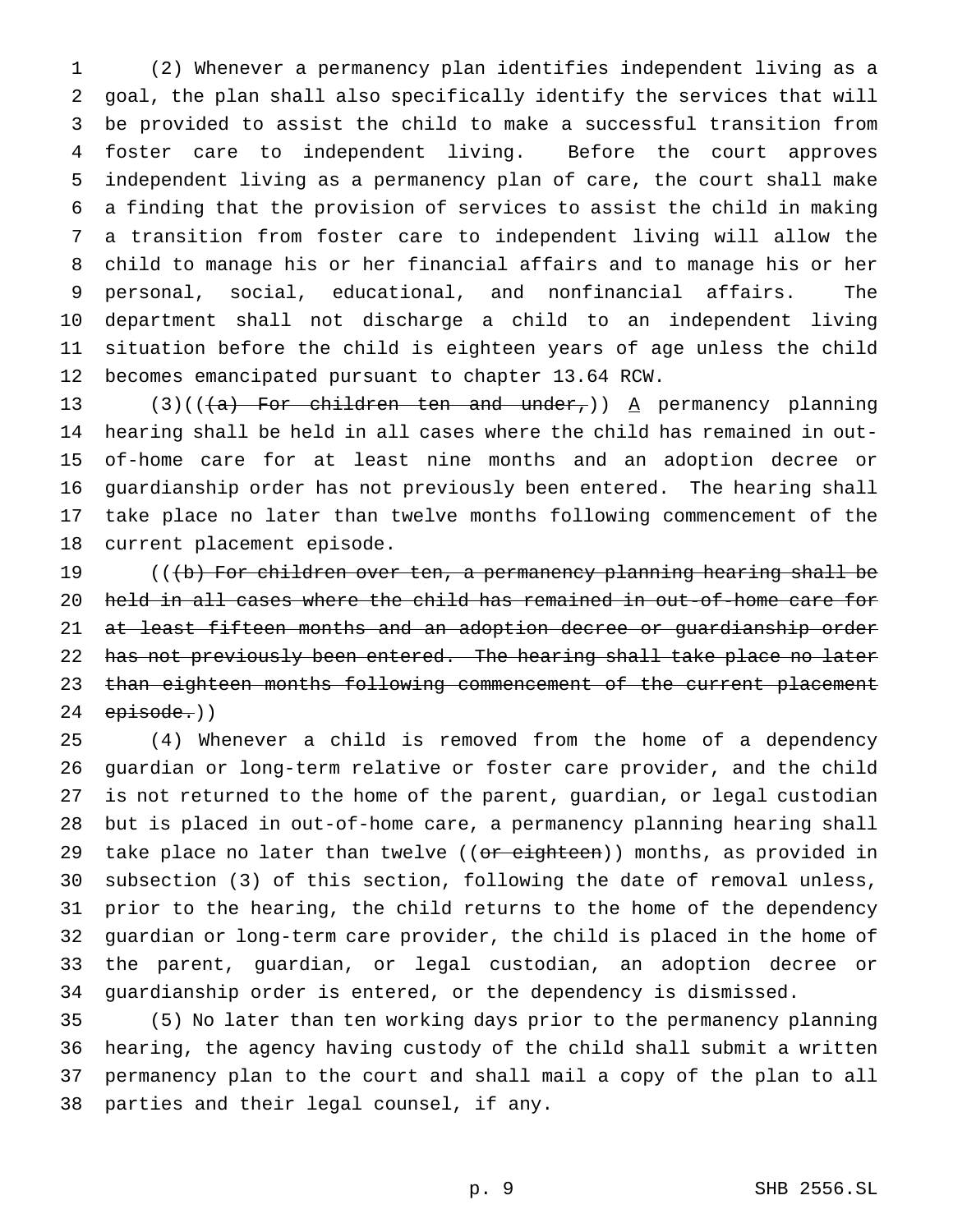(2) Whenever a permanency plan identifies independent living as a goal, the plan shall also specifically identify the services that will be provided to assist the child to make a successful transition from foster care to independent living. Before the court approves independent living as a permanency plan of care, the court shall make a finding that the provision of services to assist the child in making a transition from foster care to independent living will allow the child to manage his or her financial affairs and to manage his or her personal, social, educational, and nonfinancial affairs. The department shall not discharge a child to an independent living situation before the child is eighteen years of age unless the child becomes emancipated pursuant to chapter 13.64 RCW.

(3)((~~(a) For children ten and under,~~)) <u>A</u> permanency planning hearing shall be held in all cases where the child has remained in out-of-home care for at least nine months and an adoption decree or guardianship order has not previously been entered. The hearing shall take place no later than twelve months following commencement of the current placement episode.

((~~(b) For children over ten, a permanency planning hearing shall be held in all cases where the child has remained in out-of-home care for at least fifteen months and an adoption decree or guardianship order has not previously been entered. The hearing shall take place no later than eighteen months following commencement of the current placement episode.~~))

(4) Whenever a child is removed from the home of a dependency guardian or long-term relative or foster care provider, and the child is not returned to the home of the parent, guardian, or legal custodian but is placed in out-of-home care, a permanency planning hearing shall take place no later than twelve ((~~or eighteen~~)) months, as provided in subsection (3) of this section, following the date of removal unless, prior to the hearing, the child returns to the home of the dependency guardian or long-term care provider, the child is placed in the home of the parent, guardian, or legal custodian, an adoption decree or guardianship order is entered, or the dependency is dismissed.

(5) No later than ten working days prior to the permanency planning hearing, the agency having custody of the child shall submit a written permanency plan to the court and shall mail a copy of the plan to all parties and their legal counsel, if any.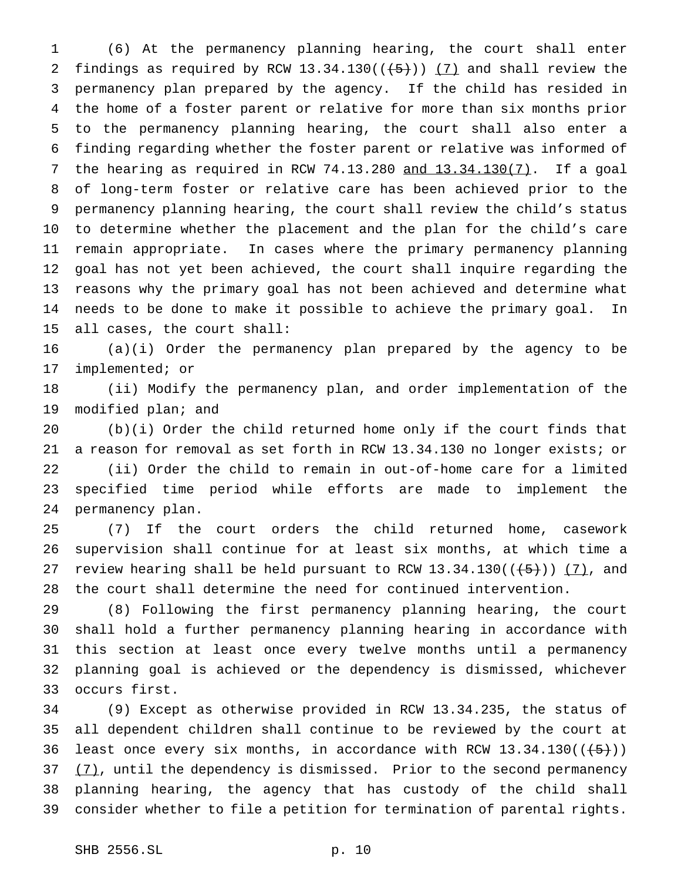(6) At the permanency planning hearing, the court shall enter findings as required by RCW 13.34.130((~~(5)~~)) <u>(7)</u> and shall review the permanency plan prepared by the agency. If the child has resided in the home of a foster parent or relative for more than six months prior to the permanency planning hearing, the court shall also enter a finding regarding whether the foster parent or relative was informed of the hearing as required in RCW 74.13.280 <u>and 13.34.130(7)</u>. If a goal of long-term foster or relative care has been achieved prior to the permanency planning hearing, the court shall review the child's status to determine whether the placement and the plan for the child's care remain appropriate. In cases where the primary permanency planning goal has not yet been achieved, the court shall inquire regarding the reasons why the primary goal has not been achieved and determine what needs to be done to make it possible to achieve the primary goal. In all cases, the court shall:

(a)(i) Order the permanency plan prepared by the agency to be implemented; or

(ii) Modify the permanency plan, and order implementation of the modified plan; and

(b)(i) Order the child returned home only if the court finds that a reason for removal as set forth in RCW 13.34.130 no longer exists; or

(ii) Order the child to remain in out-of-home care for a limited specified time period while efforts are made to implement the permanency plan.

(7) If the court orders the child returned home, casework supervision shall continue for at least six months, at which time a review hearing shall be held pursuant to RCW 13.34.130((~~(5)~~)) <u>(7)</u>, and the court shall determine the need for continued intervention.

(8) Following the first permanency planning hearing, the court shall hold a further permanency planning hearing in accordance with this section at least once every twelve months until a permanency planning goal is achieved or the dependency is dismissed, whichever occurs first.

(9) Except as otherwise provided in RCW 13.34.235, the status of all dependent children shall continue to be reviewed by the court at least once every six months, in accordance with RCW 13.34.130((~~(5)~~)) <u>(7)</u>, until the dependency is dismissed. Prior to the second permanency planning hearing, the agency that has custody of the child shall consider whether to file a petition for termination of parental rights.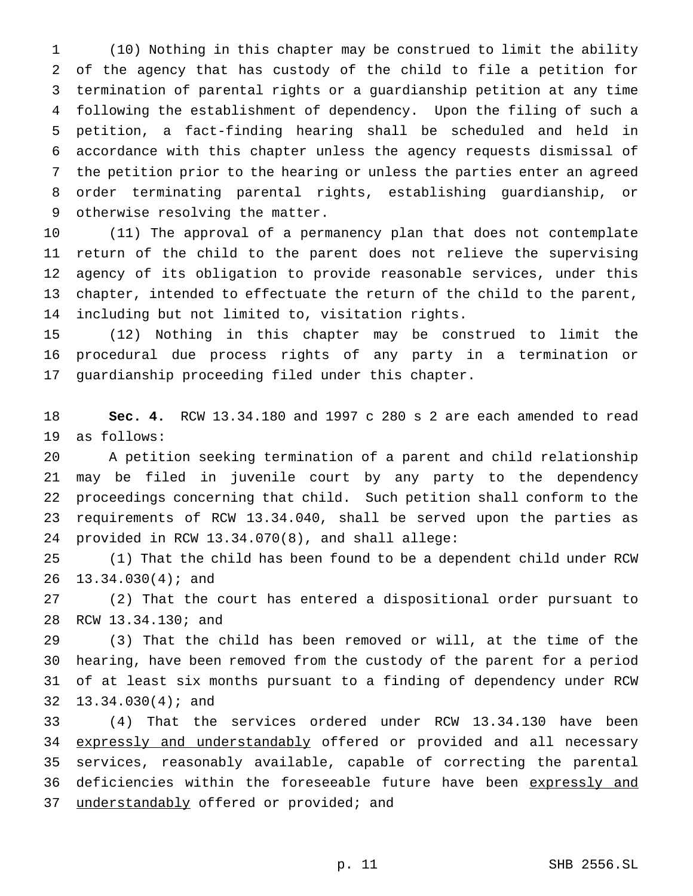(10) Nothing in this chapter may be construed to limit the ability of the agency that has custody of the child to file a petition for termination of parental rights or a guardianship petition at any time following the establishment of dependency. Upon the filing of such a petition, a fact-finding hearing shall be scheduled and held in accordance with this chapter unless the agency requests dismissal of the petition prior to the hearing or unless the parties enter an agreed order terminating parental rights, establishing guardianship, or otherwise resolving the matter.

(11) The approval of a permanency plan that does not contemplate return of the child to the parent does not relieve the supervising agency of its obligation to provide reasonable services, under this chapter, intended to effectuate the return of the child to the parent, including but not limited to, visitation rights.

(12) Nothing in this chapter may be construed to limit the procedural due process rights of any party in a termination or guardianship proceeding filed under this chapter.

**Sec. 4.** RCW 13.34.180 and 1997 c 280 s 2 are each amended to read as follows:

A petition seeking termination of a parent and child relationship may be filed in juvenile court by any party to the dependency proceedings concerning that child. Such petition shall conform to the requirements of RCW 13.34.040, shall be served upon the parties as provided in RCW 13.34.070(8), and shall allege:

(1) That the child has been found to be a dependent child under RCW 13.34.030(4); and

(2) That the court has entered a dispositional order pursuant to RCW 13.34.130; and

(3) That the child has been removed or will, at the time of the hearing, have been removed from the custody of the parent for a period of at least six months pursuant to a finding of dependency under RCW 13.34.030(4); and

(4) That the services ordered under RCW 13.34.130 have been <u>expressly and understandably</u> offered or provided and all necessary services, reasonably available, capable of correcting the parental deficiencies within the foreseeable future have been <u>expressly and understandably</u> offered or provided; and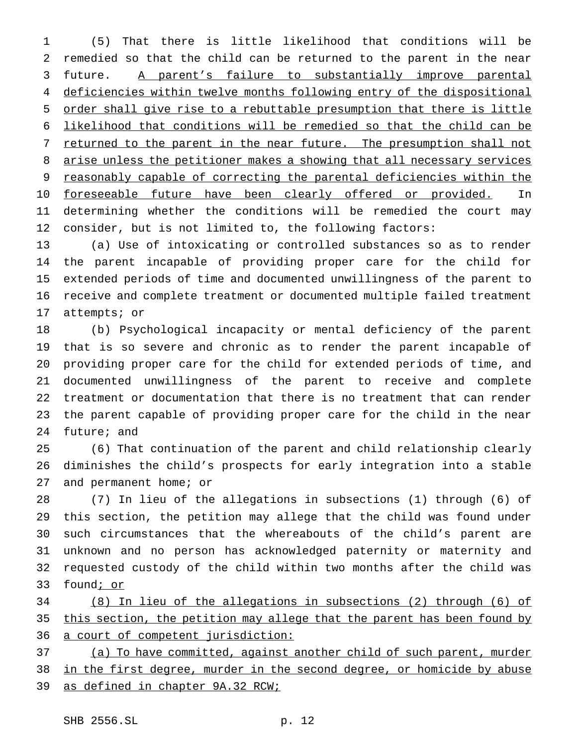(5) That there is little likelihood that conditions will be remedied so that the child can be returned to the parent in the near future. A parent's failure to substantially improve parental deficiencies within twelve months following entry of the dispositional order shall give rise to a rebuttable presumption that there is little likelihood that conditions will be remedied so that the child can be returned to the parent in the near future. The presumption shall not arise unless the petitioner makes a showing that all necessary services reasonably capable of correcting the parental deficiencies within the foreseeable future have been clearly offered or provided. In determining whether the conditions will be remedied the court may consider, but is not limited to, the following factors:

(a) Use of intoxicating or controlled substances so as to render the parent incapable of providing proper care for the child for extended periods of time and documented unwillingness of the parent to receive and complete treatment or documented multiple failed treatment attempts; or

(b) Psychological incapacity or mental deficiency of the parent that is so severe and chronic as to render the parent incapable of providing proper care for the child for extended periods of time, and documented unwillingness of the parent to receive and complete treatment or documentation that there is no treatment that can render the parent capable of providing proper care for the child in the near future; and

(6) That continuation of the parent and child relationship clearly diminishes the child's prospects for early integration into a stable and permanent home; or

(7) In lieu of the allegations in subsections (1) through (6) of this section, the petition may allege that the child was found under such circumstances that the whereabouts of the child's parent are unknown and no person has acknowledged paternity or maternity and requested custody of the child within two months after the child was found; or

(8) In lieu of the allegations in subsections (2) through (6) of this section, the petition may allege that the parent has been found by a court of competent jurisdiction:

(a) To have committed, against another child of such parent, murder in the first degree, murder in the second degree, or homicide by abuse as defined in chapter 9A.32 RCW;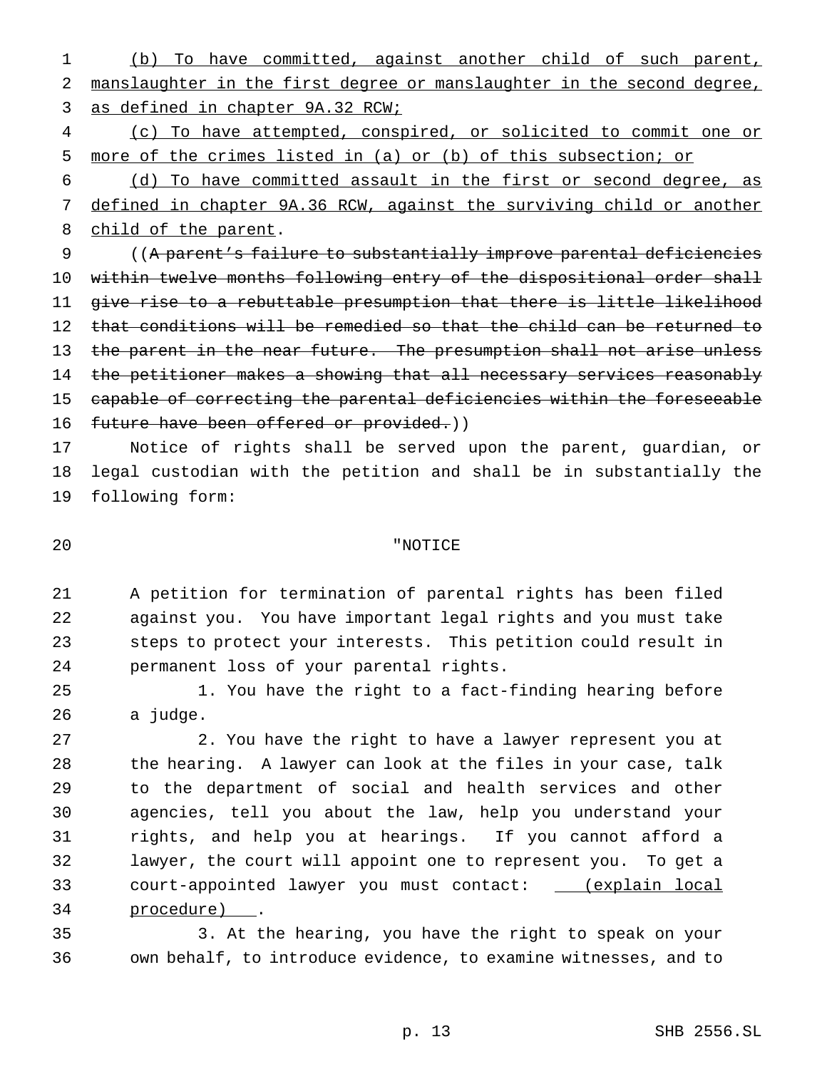(b) To have committed, against another child of such parent, manslaughter in the first degree or manslaughter in the second degree, as defined in chapter 9A.32 RCW;

(c) To have attempted, conspired, or solicited to commit one or more of the crimes listed in (a) or (b) of this subsection; or

(d) To have committed assault in the first or second degree, as defined in chapter 9A.36 RCW, against the surviving child or another child of the parent.

((~~A parent's failure to substantially improve parental deficiencies within twelve months following entry of the dispositional order shall give rise to a rebuttable presumption that there is little likelihood that conditions will be remedied so that the child can be returned to the parent in the near future. The presumption shall not arise unless the petitioner makes a showing that all necessary services reasonably capable of correcting the parental deficiencies within the foreseeable future have been offered or provided.~~))

Notice of rights shall be served upon the parent, guardian, or legal custodian with the petition and shall be in substantially the following form:

"NOTICE

A petition for termination of parental rights has been filed against you. You have important legal rights and you must take steps to protect your interests. This petition could result in permanent loss of your parental rights.

1. You have the right to a fact-finding hearing before a judge.

2. You have the right to have a lawyer represent you at the hearing. A lawyer can look at the files in your case, talk to the department of social and health services and other agencies, tell you about the law, help you understand your rights, and help you at hearings. If you cannot afford a lawyer, the court will appoint one to represent you. To get a court-appointed lawyer you must contact: (explain local procedure) .

3. At the hearing, you have the right to speak on your own behalf, to introduce evidence, to examine witnesses, and to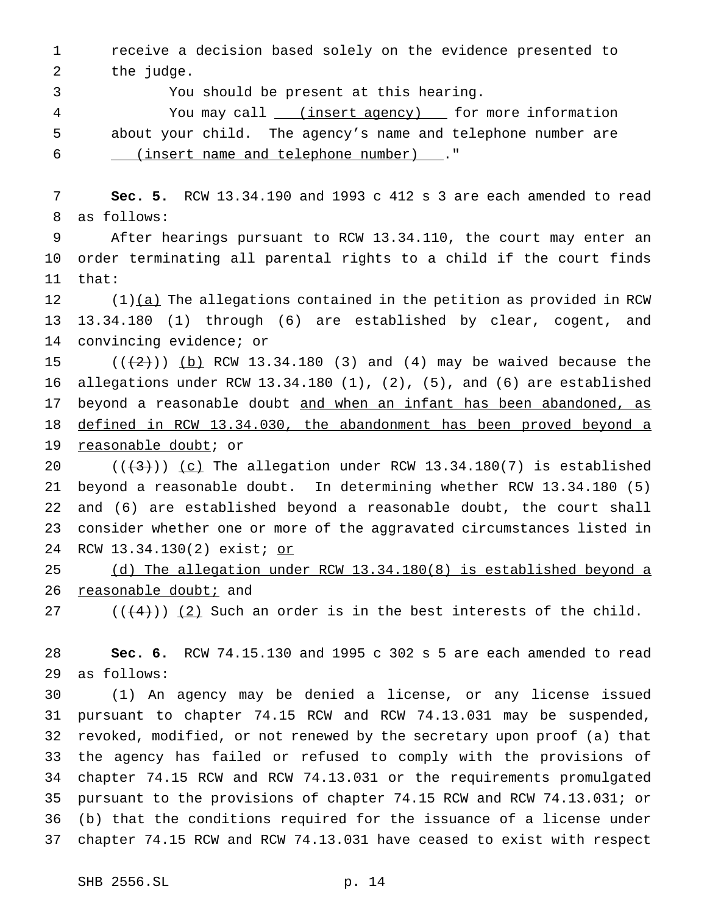receive a decision based solely on the evidence presented to the judge.

You should be present at this hearing.

You may call (insert agency) for more information about your child. The agency's name and telephone number are (insert name and telephone number) ."

**Sec. 5.** RCW 13.34.190 and 1993 c 412 s 3 are each amended to read as follows:

After hearings pursuant to RCW 13.34.110, the court may enter an order terminating all parental rights to a child if the court finds that:

(1)(a) The allegations contained in the petition as provided in RCW 13.34.180 (1) through (6) are established by clear, cogent, and convincing evidence; or

~~((2))~~ (b) RCW 13.34.180 (3) and (4) may be waived because the allegations under RCW 13.34.180 (1), (2), (5), and (6) are established beyond a reasonable doubt and when an infant has been abandoned, as defined in RCW 13.34.030, the abandonment has been proved beyond a reasonable doubt; or

~~((3))~~ (c) The allegation under RCW 13.34.180(7) is established beyond a reasonable doubt. In determining whether RCW 13.34.180 (5) and (6) are established beyond a reasonable doubt, the court shall consider whether one or more of the aggravated circumstances listed in RCW 13.34.130(2) exist; or

(d) The allegation under RCW 13.34.180(8) is established beyond a reasonable doubt; and

~~((4))~~ (2) Such an order is in the best interests of the child.

**Sec. 6.** RCW 74.15.130 and 1995 c 302 s 5 are each amended to read as follows:

(1) An agency may be denied a license, or any license issued pursuant to chapter 74.15 RCW and RCW 74.13.031 may be suspended, revoked, modified, or not renewed by the secretary upon proof (a) that the agency has failed or refused to comply with the provisions of chapter 74.15 RCW and RCW 74.13.031 or the requirements promulgated pursuant to the provisions of chapter 74.15 RCW and RCW 74.13.031; or (b) that the conditions required for the issuance of a license under chapter 74.15 RCW and RCW 74.13.031 have ceased to exist with respect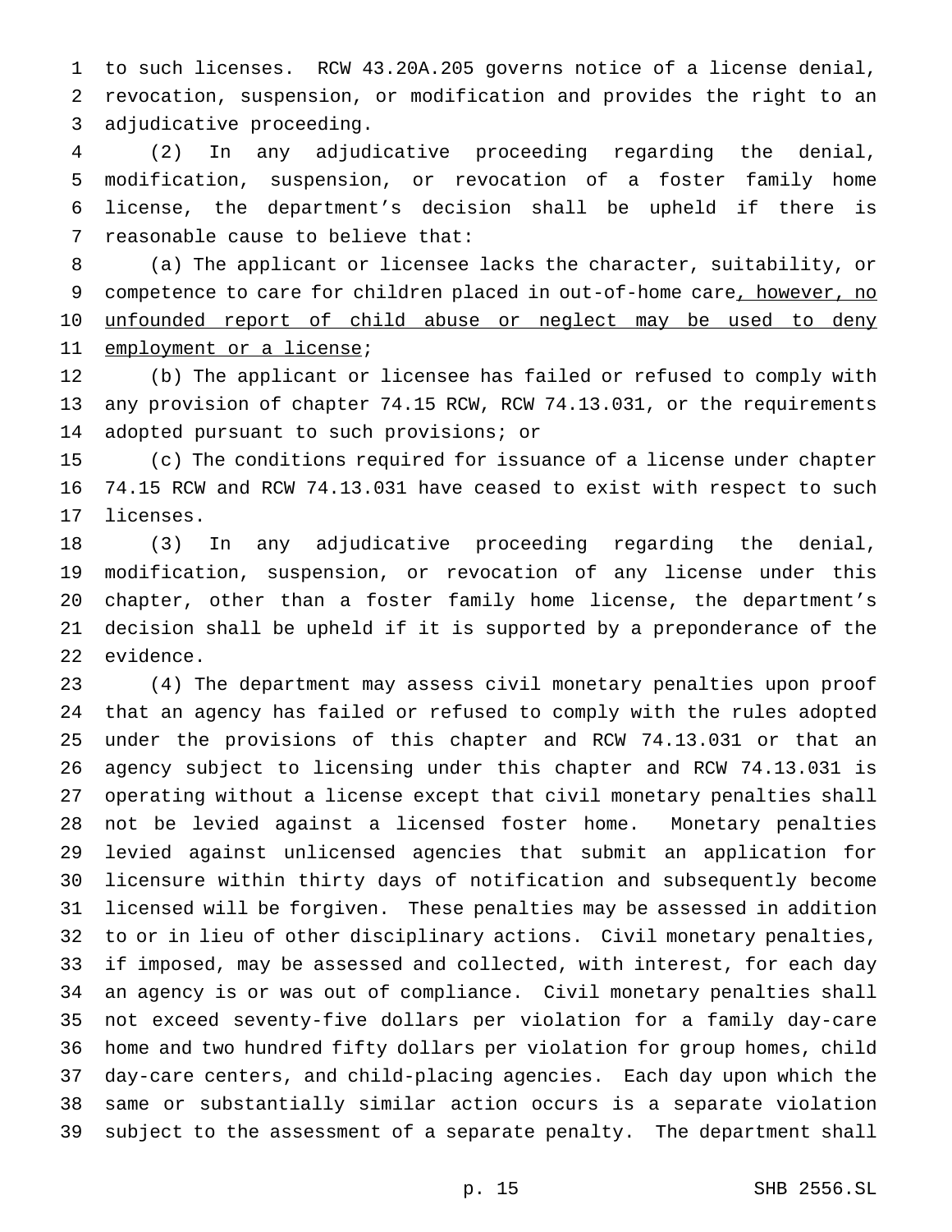to such licenses. RCW 43.20A.205 governs notice of a license denial, revocation, suspension, or modification and provides the right to an adjudicative proceeding.

(2) In any adjudicative proceeding regarding the denial, modification, suspension, or revocation of a foster family home license, the department's decision shall be upheld if there is reasonable cause to believe that:

(a) The applicant or licensee lacks the character, suitability, or competence to care for children placed in out-of-home care, however, no unfounded report of child abuse or neglect may be used to deny employment or a license;

(b) The applicant or licensee has failed or refused to comply with any provision of chapter 74.15 RCW, RCW 74.13.031, or the requirements adopted pursuant to such provisions; or

(c) The conditions required for issuance of a license under chapter 74.15 RCW and RCW 74.13.031 have ceased to exist with respect to such licenses.

(3) In any adjudicative proceeding regarding the denial, modification, suspension, or revocation of any license under this chapter, other than a foster family home license, the department's decision shall be upheld if it is supported by a preponderance of the evidence.

(4) The department may assess civil monetary penalties upon proof that an agency has failed or refused to comply with the rules adopted under the provisions of this chapter and RCW 74.13.031 or that an agency subject to licensing under this chapter and RCW 74.13.031 is operating without a license except that civil monetary penalties shall not be levied against a licensed foster home. Monetary penalties levied against unlicensed agencies that submit an application for licensure within thirty days of notification and subsequently become licensed will be forgiven. These penalties may be assessed in addition to or in lieu of other disciplinary actions. Civil monetary penalties, if imposed, may be assessed and collected, with interest, for each day an agency is or was out of compliance. Civil monetary penalties shall not exceed seventy-five dollars per violation for a family day-care home and two hundred fifty dollars per violation for group homes, child day-care centers, and child-placing agencies. Each day upon which the same or substantially similar action occurs is a separate violation subject to the assessment of a separate penalty. The department shall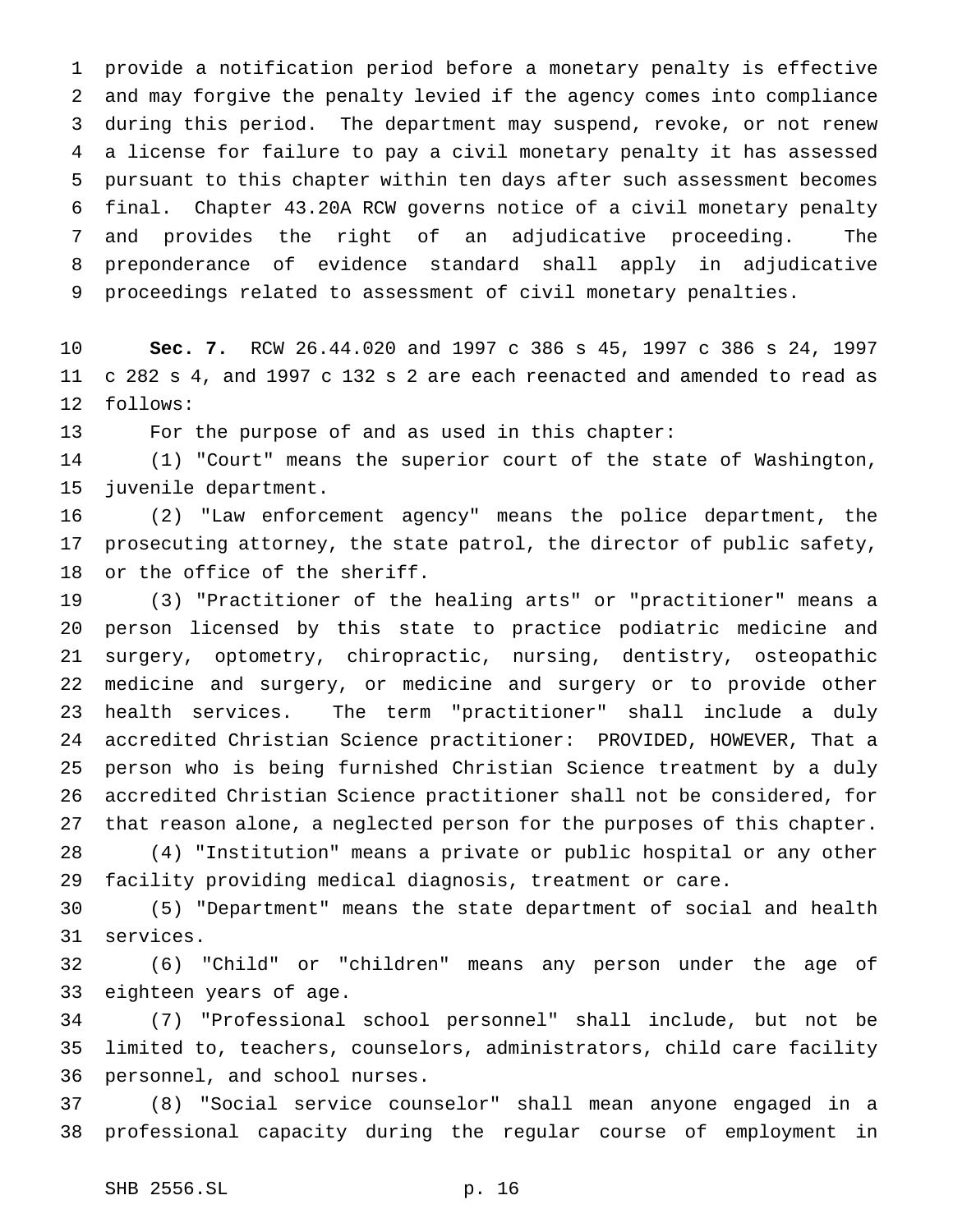provide a notification period before a monetary penalty is effective and may forgive the penalty levied if the agency comes into compliance during this period. The department may suspend, revoke, or not renew a license for failure to pay a civil monetary penalty it has assessed pursuant to this chapter within ten days after such assessment becomes final. Chapter 43.20A RCW governs notice of a civil monetary penalty and provides the right of an adjudicative proceeding. The preponderance of evidence standard shall apply in adjudicative proceedings related to assessment of civil monetary penalties.

**Sec. 7.** RCW 26.44.020 and 1997 c 386 s 45, 1997 c 386 s 24, 1997 c 282 s 4, and 1997 c 132 s 2 are each reenacted and amended to read as follows:

For the purpose of and as used in this chapter:

(1) "Court" means the superior court of the state of Washington, juvenile department.

(2) "Law enforcement agency" means the police department, the prosecuting attorney, the state patrol, the director of public safety, or the office of the sheriff.

(3) "Practitioner of the healing arts" or "practitioner" means a person licensed by this state to practice podiatric medicine and surgery, optometry, chiropractic, nursing, dentistry, osteopathic medicine and surgery, or medicine and surgery or to provide other health services. The term "practitioner" shall include a duly accredited Christian Science practitioner: PROVIDED, HOWEVER, That a person who is being furnished Christian Science treatment by a duly accredited Christian Science practitioner shall not be considered, for that reason alone, a neglected person for the purposes of this chapter.

(4) "Institution" means a private or public hospital or any other facility providing medical diagnosis, treatment or care.

(5) "Department" means the state department of social and health services.

(6) "Child" or "children" means any person under the age of eighteen years of age.

(7) "Professional school personnel" shall include, but not be limited to, teachers, counselors, administrators, child care facility personnel, and school nurses.

(8) "Social service counselor" shall mean anyone engaged in a professional capacity during the regular course of employment in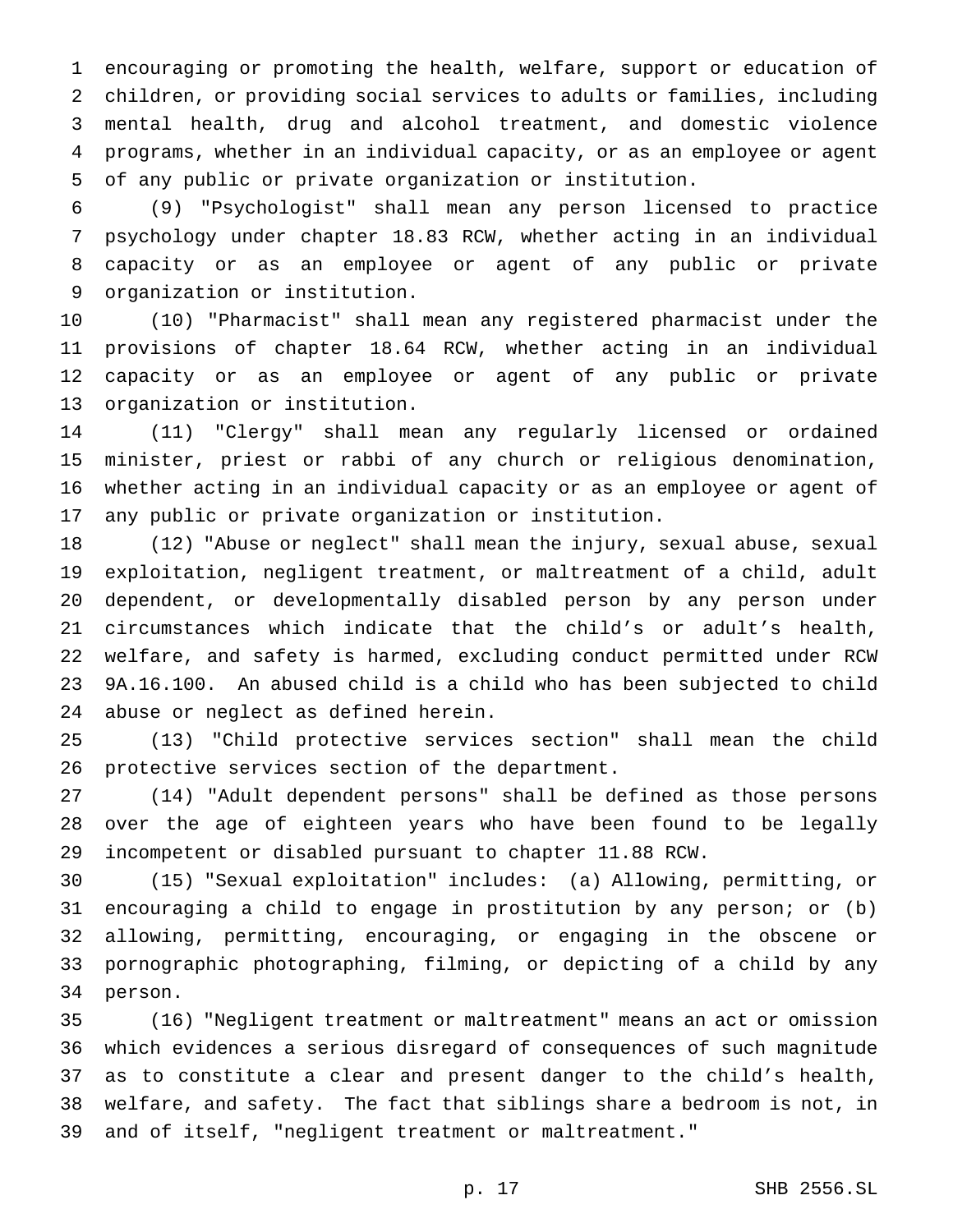encouraging or promoting the health, welfare, support or education of children, or providing social services to adults or families, including mental health, drug and alcohol treatment, and domestic violence programs, whether in an individual capacity, or as an employee or agent of any public or private organization or institution.

(9) "Psychologist" shall mean any person licensed to practice psychology under chapter 18.83 RCW, whether acting in an individual capacity or as an employee or agent of any public or private organization or institution.

(10) "Pharmacist" shall mean any registered pharmacist under the provisions of chapter 18.64 RCW, whether acting in an individual capacity or as an employee or agent of any public or private organization or institution.

(11) "Clergy" shall mean any regularly licensed or ordained minister, priest or rabbi of any church or religious denomination, whether acting in an individual capacity or as an employee or agent of any public or private organization or institution.

(12) "Abuse or neglect" shall mean the injury, sexual abuse, sexual exploitation, negligent treatment, or maltreatment of a child, adult dependent, or developmentally disabled person by any person under circumstances which indicate that the child's or adult's health, welfare, and safety is harmed, excluding conduct permitted under RCW 9A.16.100. An abused child is a child who has been subjected to child abuse or neglect as defined herein.

(13) "Child protective services section" shall mean the child protective services section of the department.

(14) "Adult dependent persons" shall be defined as those persons over the age of eighteen years who have been found to be legally incompetent or disabled pursuant to chapter 11.88 RCW.

(15) "Sexual exploitation" includes: (a) Allowing, permitting, or encouraging a child to engage in prostitution by any person; or (b) allowing, permitting, encouraging, or engaging in the obscene or pornographic photographing, filming, or depicting of a child by any person.

(16) "Negligent treatment or maltreatment" means an act or omission which evidences a serious disregard of consequences of such magnitude as to constitute a clear and present danger to the child's health, welfare, and safety. The fact that siblings share a bedroom is not, in and of itself, "negligent treatment or maltreatment."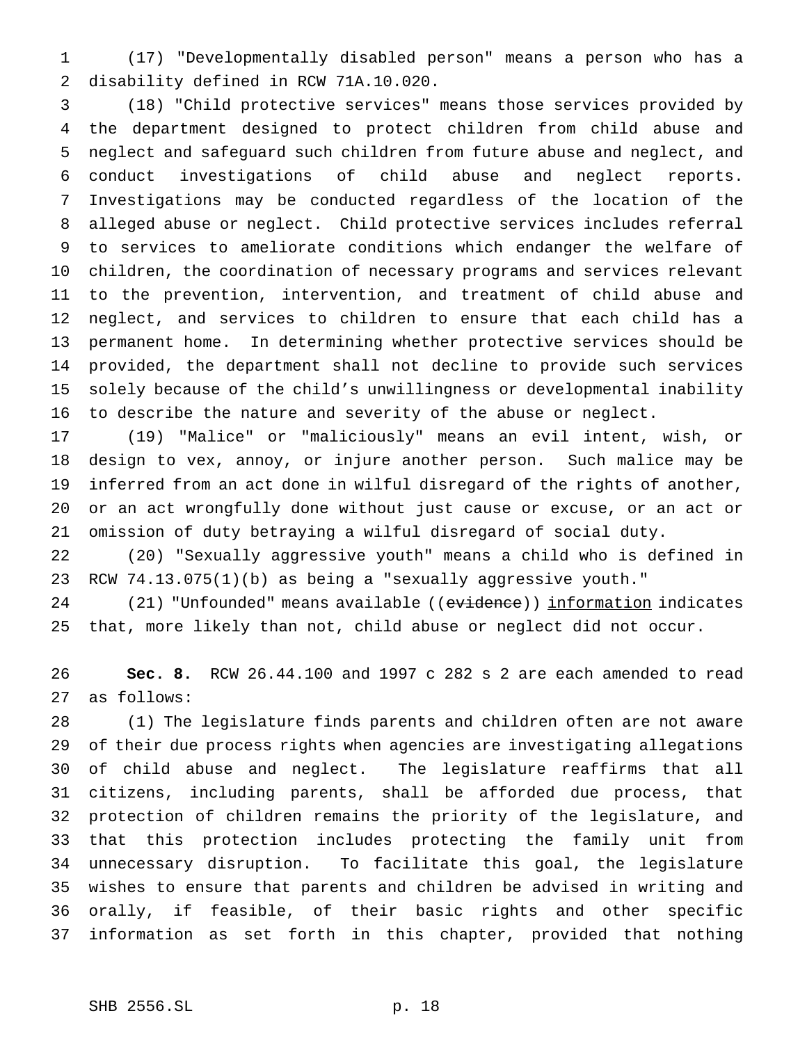(17) "Developmentally disabled person" means a person who has a disability defined in RCW 71A.10.020.

(18) "Child protective services" means those services provided by the department designed to protect children from child abuse and neglect and safeguard such children from future abuse and neglect, and conduct investigations of child abuse and neglect reports. Investigations may be conducted regardless of the location of the alleged abuse or neglect. Child protective services includes referral to services to ameliorate conditions which endanger the welfare of children, the coordination of necessary programs and services relevant to the prevention, intervention, and treatment of child abuse and neglect, and services to children to ensure that each child has a permanent home. In determining whether protective services should be provided, the department shall not decline to provide such services solely because of the child's unwillingness or developmental inability to describe the nature and severity of the abuse or neglect.

(19) "Malice" or "maliciously" means an evil intent, wish, or design to vex, annoy, or injure another person. Such malice may be inferred from an act done in wilful disregard of the rights of another, or an act wrongfully done without just cause or excuse, or an act or omission of duty betraying a wilful disregard of social duty.

(20) "Sexually aggressive youth" means a child who is defined in RCW 74.13.075(1)(b) as being a "sexually aggressive youth."

(21) "Unfounded" means available ((~~evidence~~)) <u>information</u> indicates that, more likely than not, child abuse or neglect did not occur.

**Sec. 8.** RCW 26.44.100 and 1997 c 282 s 2 are each amended to read as follows:

(1) The legislature finds parents and children often are not aware of their due process rights when agencies are investigating allegations of child abuse and neglect. The legislature reaffirms that all citizens, including parents, shall be afforded due process, that protection of children remains the priority of the legislature, and that this protection includes protecting the family unit from unnecessary disruption. To facilitate this goal, the legislature wishes to ensure that parents and children be advised in writing and orally, if feasible, of their basic rights and other specific information as set forth in this chapter, provided that nothing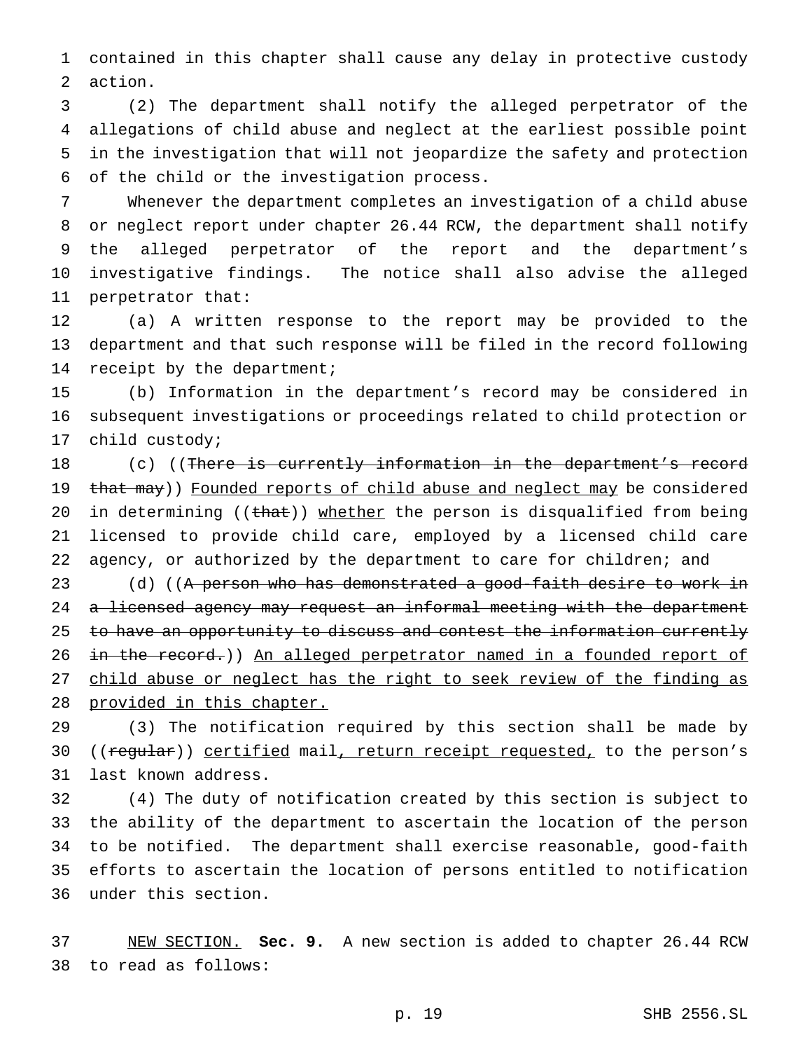contained in this chapter shall cause any delay in protective custody action.

(2) The department shall notify the alleged perpetrator of the allegations of child abuse and neglect at the earliest possible point in the investigation that will not jeopardize the safety and protection of the child or the investigation process.

Whenever the department completes an investigation of a child abuse or neglect report under chapter 26.44 RCW, the department shall notify the alleged perpetrator of the report and the department's investigative findings. The notice shall also advise the alleged perpetrator that:

(a) A written response to the report may be provided to the department and that such response will be filed in the record following receipt by the department;

(b) Information in the department's record may be considered in subsequent investigations or proceedings related to child protection or child custody;

(c) ((~~There is currently information in the department's record that may~~)) <u>Founded reports of child abuse and neglect may</u> be considered in determining ((~~that~~)) <u>whether</u> the person is disqualified from being licensed to provide child care, employed by a licensed child care agency, or authorized by the department to care for children; and

(d) ((~~A person who has demonstrated a good-faith desire to work in a licensed agency may request an informal meeting with the department to have an opportunity to discuss and contest the information currently in the record.~~)) <u>An alleged perpetrator named in a founded report of child abuse or neglect has the right to seek review of the finding as provided in this chapter.</u>

(3) The notification required by this section shall be made by ((~~regular~~)) <u>certified</u> mail<u>, return receipt requested,</u> to the person's last known address.

(4) The duty of notification created by this section is subject to the ability of the department to ascertain the location of the person to be notified. The department shall exercise reasonable, good-faith efforts to ascertain the location of persons entitled to notification under this section.

<u>NEW SECTION.</u> **Sec. 9.** A new section is added to chapter 26.44 RCW to read as follows: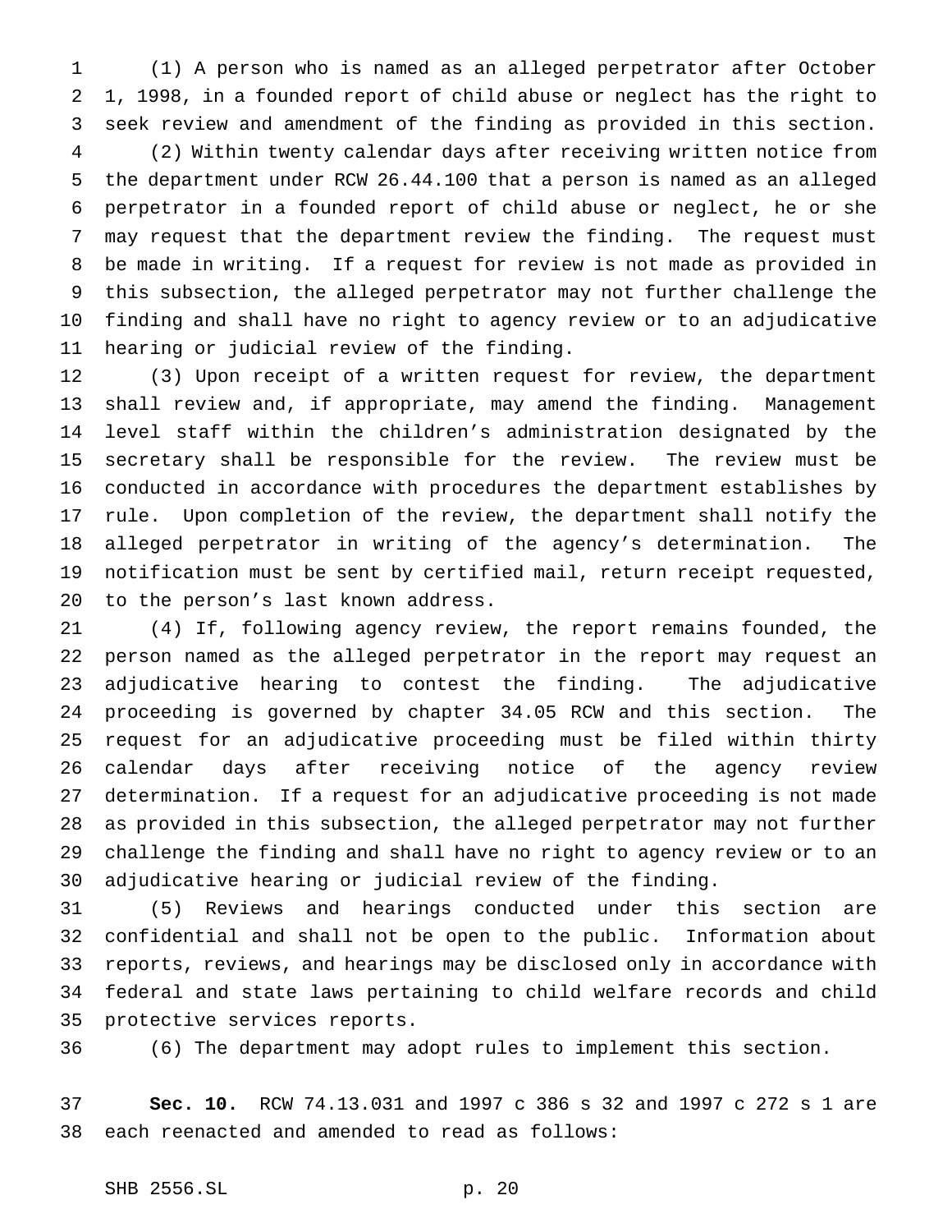(1) A person who is named as an alleged perpetrator after October 1, 1998, in a founded report of child abuse or neglect has the right to seek review and amendment of the finding as provided in this section.

(2) Within twenty calendar days after receiving written notice from the department under RCW 26.44.100 that a person is named as an alleged perpetrator in a founded report of child abuse or neglect, he or she may request that the department review the finding. The request must be made in writing. If a request for review is not made as provided in this subsection, the alleged perpetrator may not further challenge the finding and shall have no right to agency review or to an adjudicative hearing or judicial review of the finding.

(3) Upon receipt of a written request for review, the department shall review and, if appropriate, may amend the finding. Management level staff within the children's administration designated by the secretary shall be responsible for the review. The review must be conducted in accordance with procedures the department establishes by rule. Upon completion of the review, the department shall notify the alleged perpetrator in writing of the agency's determination. The notification must be sent by certified mail, return receipt requested, to the person's last known address.

(4) If, following agency review, the report remains founded, the person named as the alleged perpetrator in the report may request an adjudicative hearing to contest the finding. The adjudicative proceeding is governed by chapter 34.05 RCW and this section. The request for an adjudicative proceeding must be filed within thirty calendar days after receiving notice of the agency review determination. If a request for an adjudicative proceeding is not made as provided in this subsection, the alleged perpetrator may not further challenge the finding and shall have no right to agency review or to an adjudicative hearing or judicial review of the finding.

(5) Reviews and hearings conducted under this section are confidential and shall not be open to the public. Information about reports, reviews, and hearings may be disclosed only in accordance with federal and state laws pertaining to child welfare records and child protective services reports.

(6) The department may adopt rules to implement this section.

**Sec. 10.** RCW 74.13.031 and 1997 c 386 s 32 and 1997 c 272 s 1 are each reenacted and amended to read as follows: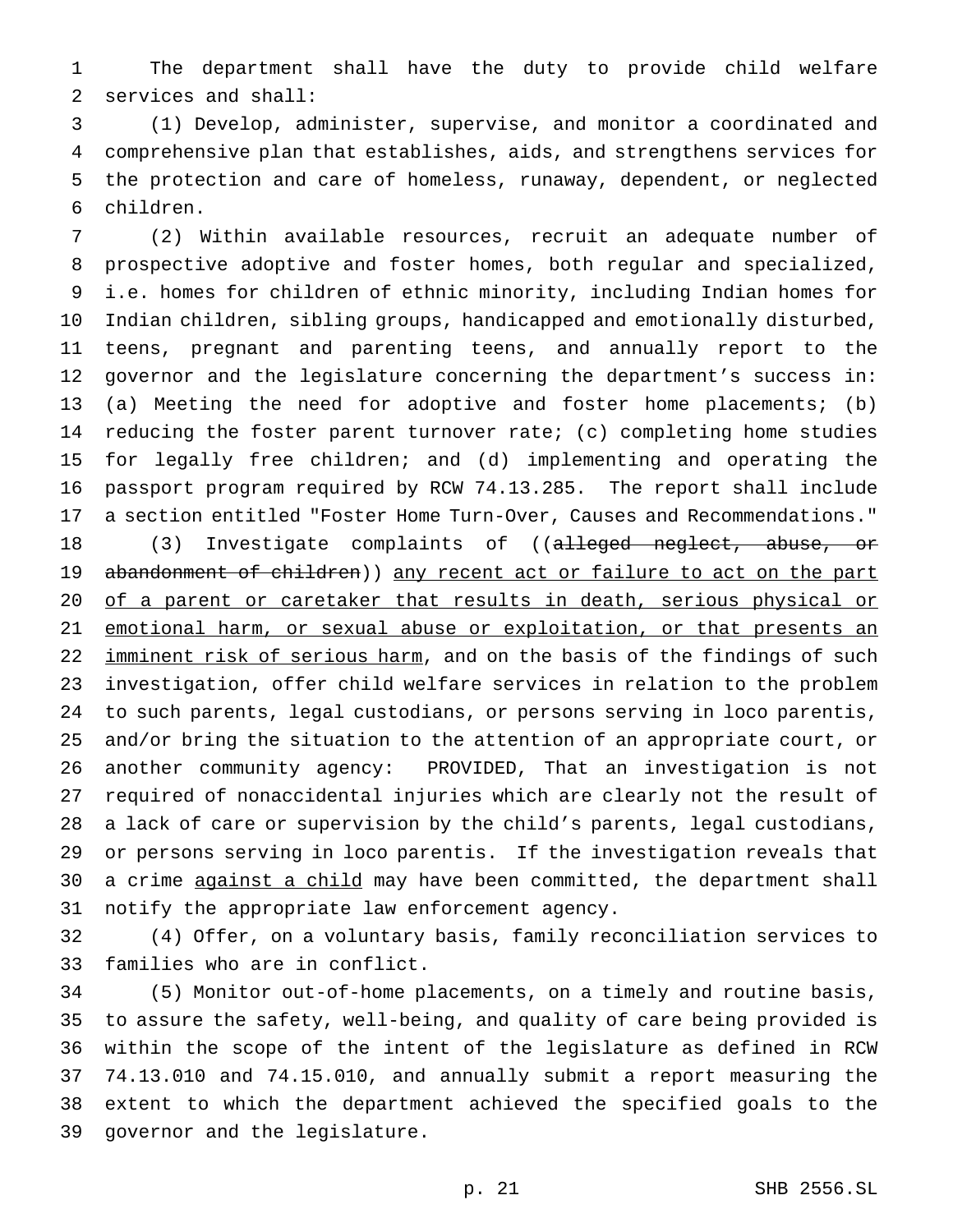The department shall have the duty to provide child welfare services and shall:

(1) Develop, administer, supervise, and monitor a coordinated and comprehensive plan that establishes, aids, and strengthens services for the protection and care of homeless, runaway, dependent, or neglected children.

(2) Within available resources, recruit an adequate number of prospective adoptive and foster homes, both regular and specialized, i.e. homes for children of ethnic minority, including Indian homes for Indian children, sibling groups, handicapped and emotionally disturbed, teens, pregnant and parenting teens, and annually report to the governor and the legislature concerning the department's success in: (a) Meeting the need for adoptive and foster home placements; (b) reducing the foster parent turnover rate; (c) completing home studies for legally free children; and (d) implementing and operating the passport program required by RCW 74.13.285. The report shall include a section entitled "Foster Home Turn-Over, Causes and Recommendations."

(3) Investigate complaints of ((~~alleged neglect, abuse, or abandonment of children~~)) <u>any recent act or failure to act on the part of a parent or caretaker that results in death, serious physical or emotional harm, or sexual abuse or exploitation, or that presents an imminent risk of serious harm</u>, and on the basis of the findings of such investigation, offer child welfare services in relation to the problem to such parents, legal custodians, or persons serving in loco parentis, and/or bring the situation to the attention of an appropriate court, or another community agency: PROVIDED, That an investigation is not required of nonaccidental injuries which are clearly not the result of a lack of care or supervision by the child's parents, legal custodians, or persons serving in loco parentis. If the investigation reveals that a crime <u>against a child</u> may have been committed, the department shall notify the appropriate law enforcement agency.

(4) Offer, on a voluntary basis, family reconciliation services to families who are in conflict.

(5) Monitor out-of-home placements, on a timely and routine basis, to assure the safety, well-being, and quality of care being provided is within the scope of the intent of the legislature as defined in RCW 74.13.010 and 74.15.010, and annually submit a report measuring the extent to which the department achieved the specified goals to the governor and the legislature.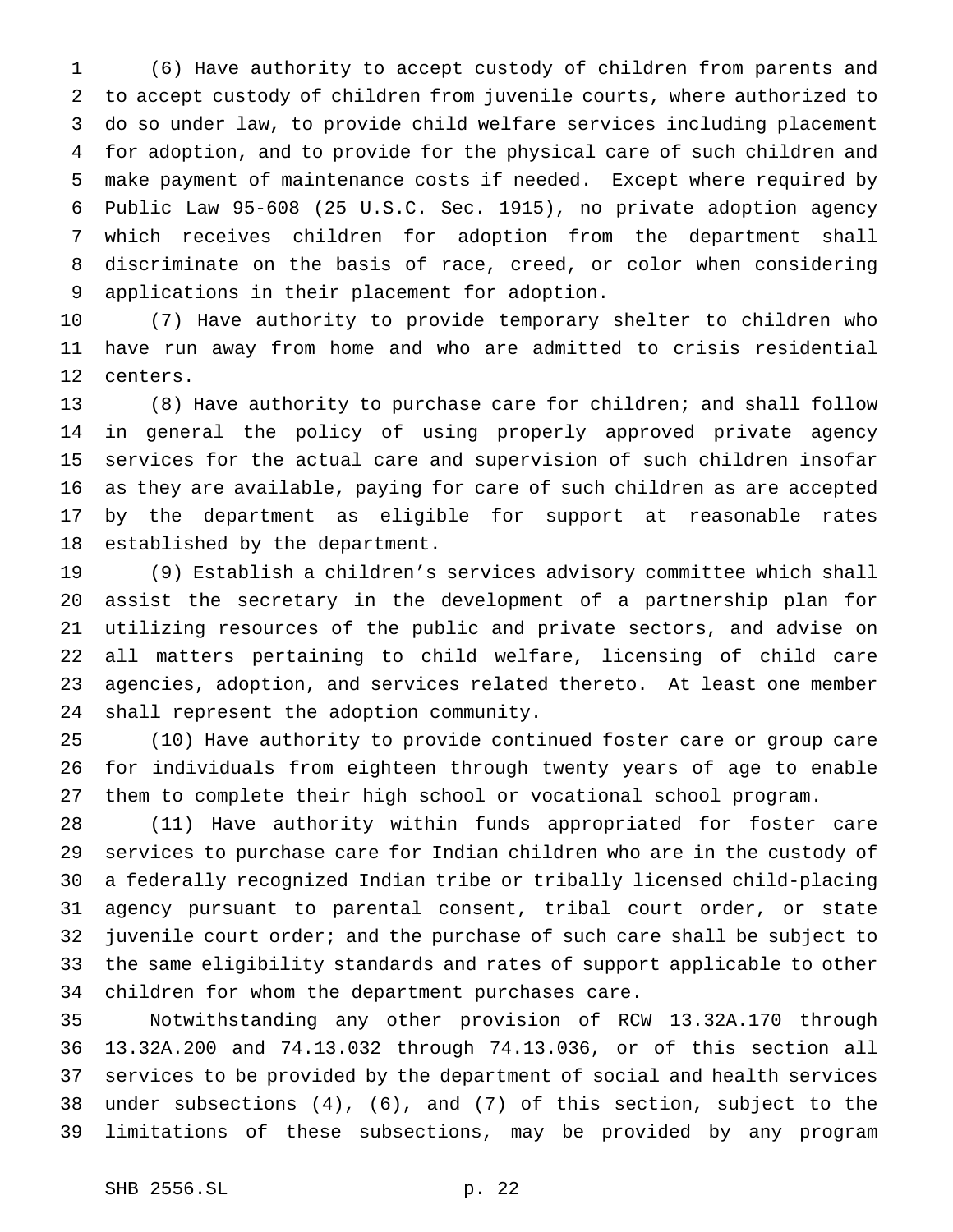(6) Have authority to accept custody of children from parents and to accept custody of children from juvenile courts, where authorized to do so under law, to provide child welfare services including placement for adoption, and to provide for the physical care of such children and make payment of maintenance costs if needed. Except where required by Public Law 95-608 (25 U.S.C. Sec. 1915), no private adoption agency which receives children for adoption from the department shall discriminate on the basis of race, creed, or color when considering applications in their placement for adoption.

(7) Have authority to provide temporary shelter to children who have run away from home and who are admitted to crisis residential centers.

(8) Have authority to purchase care for children; and shall follow in general the policy of using properly approved private agency services for the actual care and supervision of such children insofar as they are available, paying for care of such children as are accepted by the department as eligible for support at reasonable rates established by the department.

(9) Establish a children's services advisory committee which shall assist the secretary in the development of a partnership plan for utilizing resources of the public and private sectors, and advise on all matters pertaining to child welfare, licensing of child care agencies, adoption, and services related thereto. At least one member shall represent the adoption community.

(10) Have authority to provide continued foster care or group care for individuals from eighteen through twenty years of age to enable them to complete their high school or vocational school program.

(11) Have authority within funds appropriated for foster care services to purchase care for Indian children who are in the custody of a federally recognized Indian tribe or tribally licensed child-placing agency pursuant to parental consent, tribal court order, or state juvenile court order; and the purchase of such care shall be subject to the same eligibility standards and rates of support applicable to other children for whom the department purchases care.

Notwithstanding any other provision of RCW 13.32A.170 through 13.32A.200 and 74.13.032 through 74.13.036, or of this section all services to be provided by the department of social and health services under subsections (4), (6), and (7) of this section, subject to the limitations of these subsections, may be provided by any program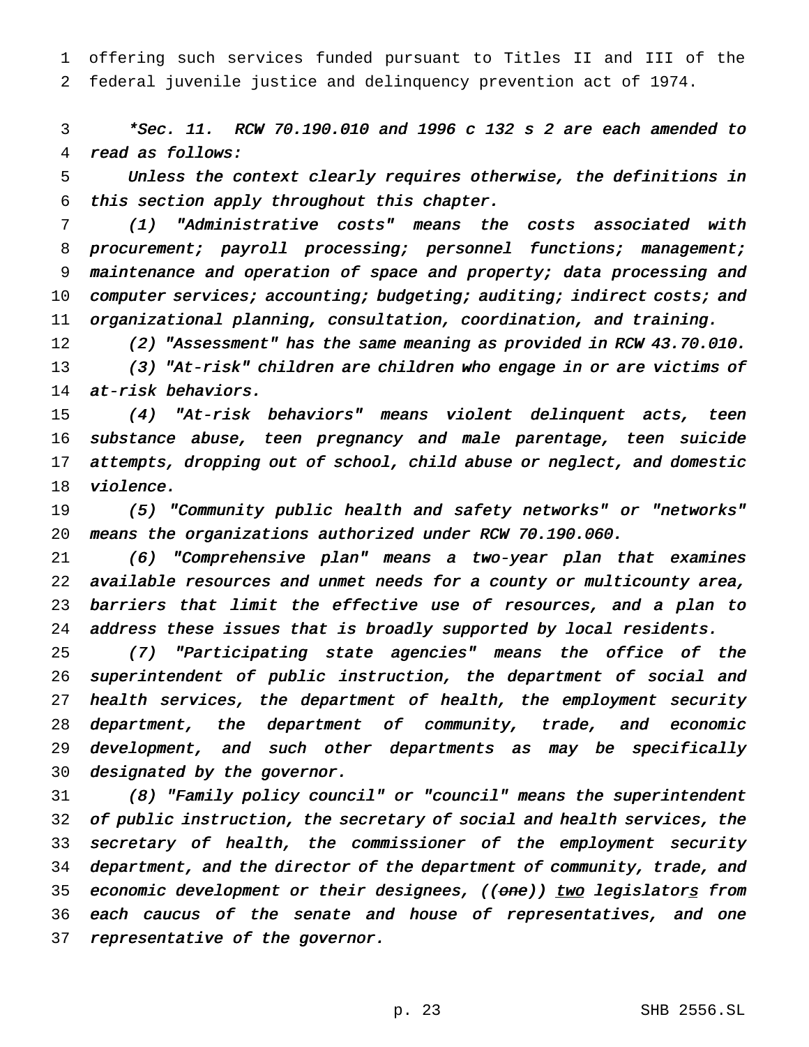offering such services funded pursuant to Titles II and III of the federal juvenile justice and delinquency prevention act of 1974.

*\*Sec. 11. RCW 70.190.010 and 1996 c 132 s 2 are each amended to read as follows:*

*Unless the context clearly requires otherwise, the definitions in this section apply throughout this chapter.*

*(1) "Administrative costs" means the costs associated with procurement; payroll processing; personnel functions; management; maintenance and operation of space and property; data processing and computer services; accounting; budgeting; auditing; indirect costs; and organizational planning, consultation, coordination, and training.*

*(2) "Assessment" has the same meaning as provided in RCW 43.70.010.*

*(3) "At-risk" children are children who engage in or are victims of at-risk behaviors.*

*(4) "At-risk behaviors" means violent delinquent acts, teen substance abuse, teen pregnancy and male parentage, teen suicide attempts, dropping out of school, child abuse or neglect, and domestic violence.*

*(5) "Community public health and safety networks" or "networks" means the organizations authorized under RCW 70.190.060.*

*(6) "Comprehensive plan" means a two-year plan that examines available resources and unmet needs for a county or multicounty area, barriers that limit the effective use of resources, and a plan to address these issues that is broadly supported by local residents.*

*(7) "Participating state agencies" means the office of the superintendent of public instruction, the department of social and health services, the department of health, the employment security department, the department of community, trade, and economic development, and such other departments as may be specifically designated by the governor.*

*(8) "Family policy council" or "council" means the superintendent of public instruction, the secretary of social and health services, the secretary of health, the commissioner of the employment security department, and the director of the department of community, trade, and economic development or their designees, ((~~one~~)) <u>two</u> legislator<u>s</u> from each caucus of the senate and house of representatives, and one representative of the governor.*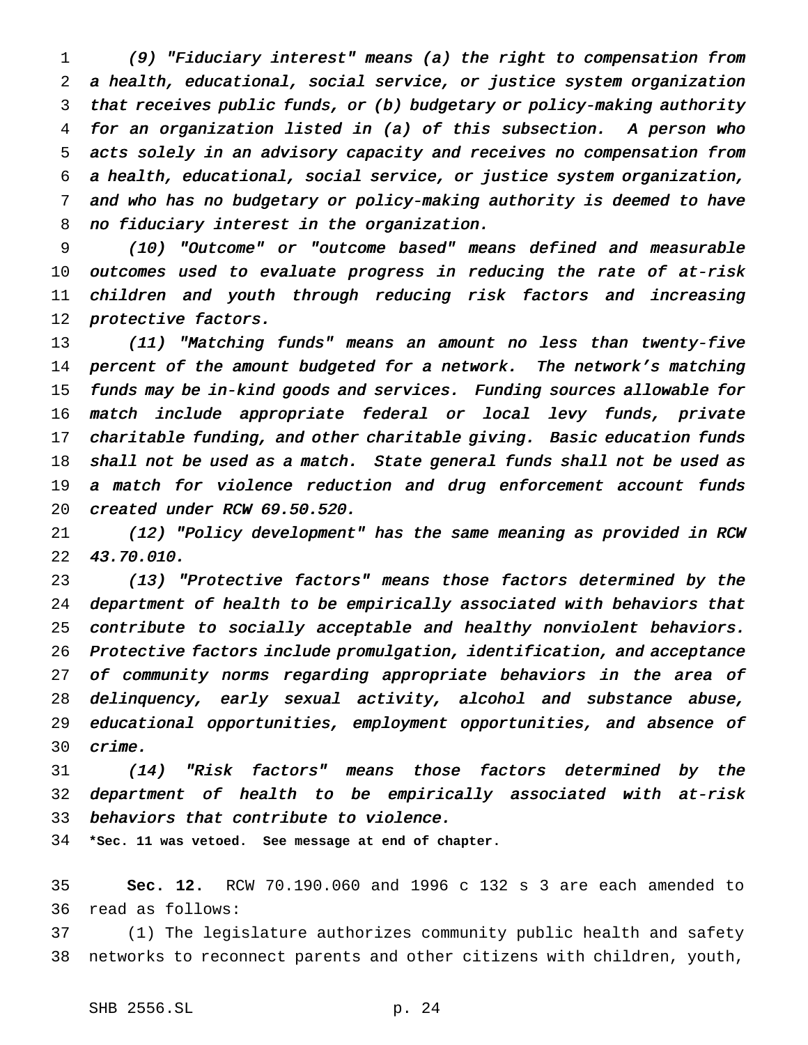*(9) "Fiduciary interest" means (a) the right to compensation from a health, educational, social service, or justice system organization that receives public funds, or (b) budgetary or policy-making authority for an organization listed in (a) of this subsection. A person who acts solely in an advisory capacity and receives no compensation from a health, educational, social service, or justice system organization, and who has no budgetary or policy-making authority is deemed to have no fiduciary interest in the organization.*

*(10) "Outcome" or "outcome based" means defined and measurable outcomes used to evaluate progress in reducing the rate of at-risk children and youth through reducing risk factors and increasing protective factors.*

*(11) "Matching funds" means an amount no less than twenty-five percent of the amount budgeted for a network. The network's matching funds may be in-kind goods and services. Funding sources allowable for match include appropriate federal or local levy funds, private charitable funding, and other charitable giving. Basic education funds shall not be used as a match. State general funds shall not be used as a match for violence reduction and drug enforcement account funds created under RCW 69.50.520.*

*(12) "Policy development" has the same meaning as provided in RCW 43.70.010.*

*(13) "Protective factors" means those factors determined by the department of health to be empirically associated with behaviors that contribute to socially acceptable and healthy nonviolent behaviors. Protective factors include promulgation, identification, and acceptance of community norms regarding appropriate behaviors in the area of delinquency, early sexual activity, alcohol and substance abuse, educational opportunities, employment opportunities, and absence of crime.*

*(14) "Risk factors" means those factors determined by the department of health to be empirically associated with at-risk behaviors that contribute to violence.*

**\*Sec. 11 was vetoed. See message at end of chapter.**

**Sec. 12.** RCW 70.190.060 and 1996 c 132 s 3 are each amended to read as follows:

(1) The legislature authorizes community public health and safety networks to reconnect parents and other citizens with children, youth,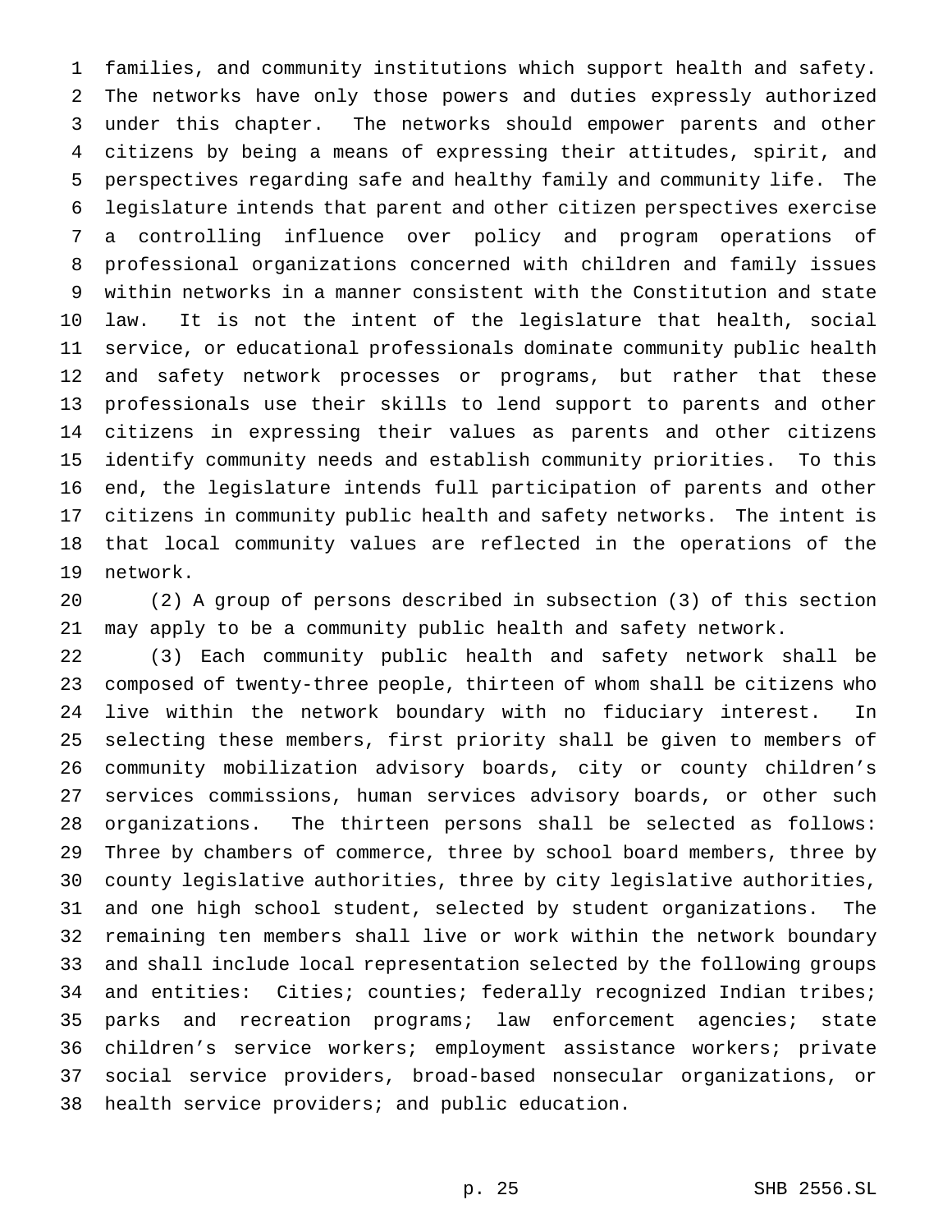families, and community institutions which support health and safety. The networks have only those powers and duties expressly authorized under this chapter. The networks should empower parents and other citizens by being a means of expressing their attitudes, spirit, and perspectives regarding safe and healthy family and community life. The legislature intends that parent and other citizen perspectives exercise a controlling influence over policy and program operations of professional organizations concerned with children and family issues within networks in a manner consistent with the Constitution and state law. It is not the intent of the legislature that health, social service, or educational professionals dominate community public health and safety network processes or programs, but rather that these professionals use their skills to lend support to parents and other citizens in expressing their values as parents and other citizens identify community needs and establish community priorities. To this end, the legislature intends full participation of parents and other citizens in community public health and safety networks. The intent is that local community values are reflected in the operations of the network.

(2) A group of persons described in subsection (3) of this section may apply to be a community public health and safety network.

(3) Each community public health and safety network shall be composed of twenty-three people, thirteen of whom shall be citizens who live within the network boundary with no fiduciary interest. In selecting these members, first priority shall be given to members of community mobilization advisory boards, city or county children's services commissions, human services advisory boards, or other such organizations. The thirteen persons shall be selected as follows: Three by chambers of commerce, three by school board members, three by county legislative authorities, three by city legislative authorities, and one high school student, selected by student organizations. The remaining ten members shall live or work within the network boundary and shall include local representation selected by the following groups and entities: Cities; counties; federally recognized Indian tribes; parks and recreation programs; law enforcement agencies; state children's service workers; employment assistance workers; private social service providers, broad-based nonsecular organizations, or health service providers; and public education.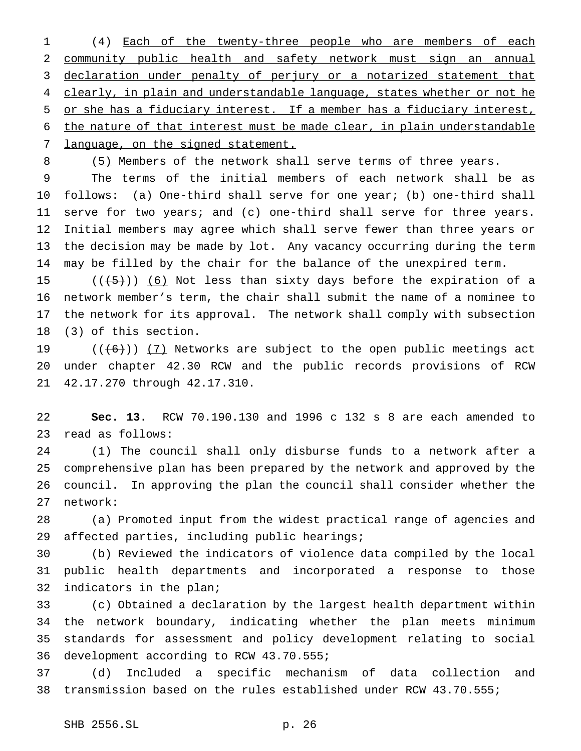(4) Each of the twenty-three people who are members of each community public health and safety network must sign an annual declaration under penalty of perjury or a notarized statement that clearly, in plain and understandable language, states whether or not he or she has a fiduciary interest. If a member has a fiduciary interest, the nature of that interest must be made clear, in plain understandable language, on the signed statement.

(5) Members of the network shall serve terms of three years.

The terms of the initial members of each network shall be as follows: (a) One-third shall serve for one year; (b) one-third shall serve for two years; and (c) one-third shall serve for three years. Initial members may agree which shall serve fewer than three years or the decision may be made by lot. Any vacancy occurring during the term may be filled by the chair for the balance of the unexpired term.

(((5))) (6) Not less than sixty days before the expiration of a network member's term, the chair shall submit the name of a nominee to the network for its approval. The network shall comply with subsection (3) of this section.

(((6))) (7) Networks are subject to the open public meetings act under chapter 42.30 RCW and the public records provisions of RCW 42.17.270 through 42.17.310.

**Sec. 13.** RCW 70.190.130 and 1996 c 132 s 8 are each amended to read as follows:

(1) The council shall only disburse funds to a network after a comprehensive plan has been prepared by the network and approved by the council. In approving the plan the council shall consider whether the network:

(a) Promoted input from the widest practical range of agencies and affected parties, including public hearings;

(b) Reviewed the indicators of violence data compiled by the local public health departments and incorporated a response to those indicators in the plan;

(c) Obtained a declaration by the largest health department within the network boundary, indicating whether the plan meets minimum standards for assessment and policy development relating to social development according to RCW 43.70.555;

(d) Included a specific mechanism of data collection and transmission based on the rules established under RCW 43.70.555;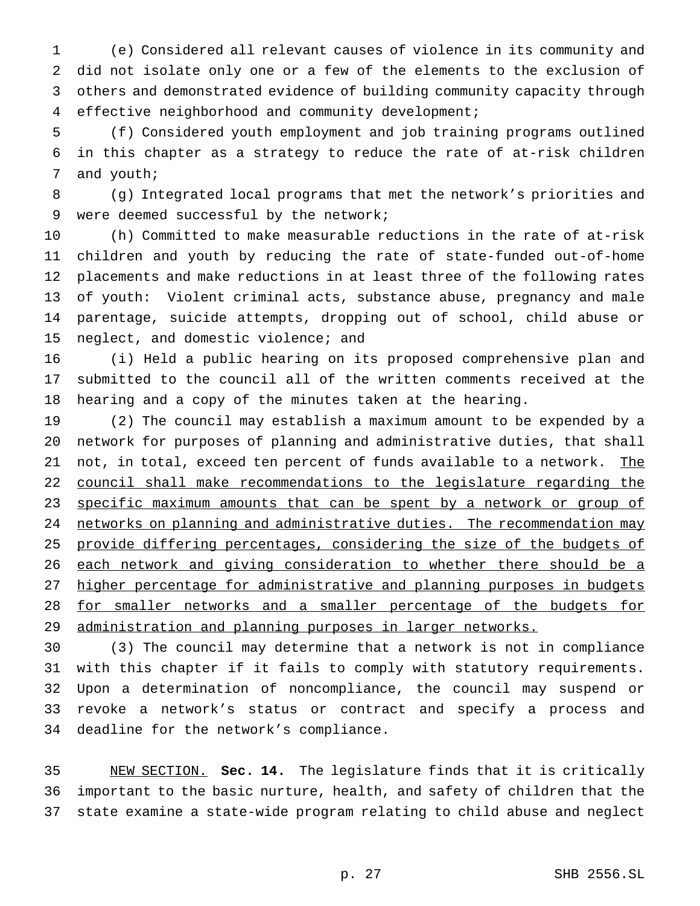(e) Considered all relevant causes of violence in its community and did not isolate only one or a few of the elements to the exclusion of others and demonstrated evidence of building community capacity through effective neighborhood and community development;

(f) Considered youth employment and job training programs outlined in this chapter as a strategy to reduce the rate of at-risk children and youth;

(g) Integrated local programs that met the network's priorities and were deemed successful by the network;

(h) Committed to make measurable reductions in the rate of at-risk children and youth by reducing the rate of state-funded out-of-home placements and make reductions in at least three of the following rates of youth: Violent criminal acts, substance abuse, pregnancy and male parentage, suicide attempts, dropping out of school, child abuse or neglect, and domestic violence; and

(i) Held a public hearing on its proposed comprehensive plan and submitted to the council all of the written comments received at the hearing and a copy of the minutes taken at the hearing.

(2) The council may establish a maximum amount to be expended by a network for purposes of planning and administrative duties, that shall not, in total, exceed ten percent of funds available to a network. <u>The council shall make recommendations to the legislature regarding the specific maximum amounts that can be spent by a network or group of networks on planning and administrative duties. The recommendation may provide differing percentages, considering the size of the budgets of each network and giving consideration to whether there should be a higher percentage for administrative and planning purposes in budgets for smaller networks and a smaller percentage of the budgets for administration and planning purposes in larger networks.</u>

(3) The council may determine that a network is not in compliance with this chapter if it fails to comply with statutory requirements. Upon a determination of noncompliance, the council may suspend or revoke a network's status or contract and specify a process and deadline for the network's compliance.

<u>NEW SECTION.</u> **Sec. 14.** The legislature finds that it is critically important to the basic nurture, health, and safety of children that the state examine a state-wide program relating to child abuse and neglect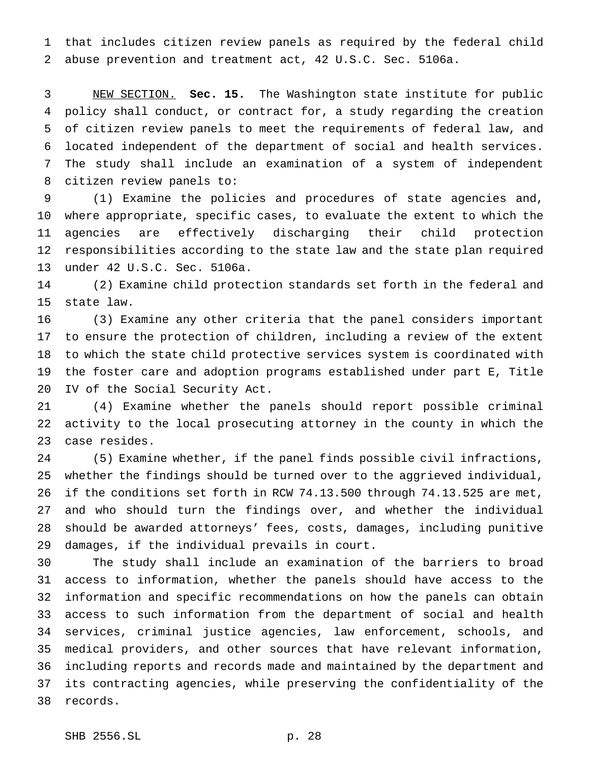that includes citizen review panels as required by the federal child abuse prevention and treatment act, 42 U.S.C. Sec. 5106a.

NEW SECTION. **Sec. 15.** The Washington state institute for public policy shall conduct, or contract for, a study regarding the creation of citizen review panels to meet the requirements of federal law, and located independent of the department of social and health services. The study shall include an examination of a system of independent citizen review panels to:

(1) Examine the policies and procedures of state agencies and, where appropriate, specific cases, to evaluate the extent to which the agencies are effectively discharging their child protection responsibilities according to the state law and the state plan required under 42 U.S.C. Sec. 5106a.

(2) Examine child protection standards set forth in the federal and state law.

(3) Examine any other criteria that the panel considers important to ensure the protection of children, including a review of the extent to which the state child protective services system is coordinated with the foster care and adoption programs established under part E, Title IV of the Social Security Act.

(4) Examine whether the panels should report possible criminal activity to the local prosecuting attorney in the county in which the case resides.

(5) Examine whether, if the panel finds possible civil infractions, whether the findings should be turned over to the aggrieved individual, if the conditions set forth in RCW 74.13.500 through 74.13.525 are met, and who should turn the findings over, and whether the individual should be awarded attorneys' fees, costs, damages, including punitive damages, if the individual prevails in court.

The study shall include an examination of the barriers to broad access to information, whether the panels should have access to the information and specific recommendations on how the panels can obtain access to such information from the department of social and health services, criminal justice agencies, law enforcement, schools, and medical providers, and other sources that have relevant information, including reports and records made and maintained by the department and its contracting agencies, while preserving the confidentiality of the records.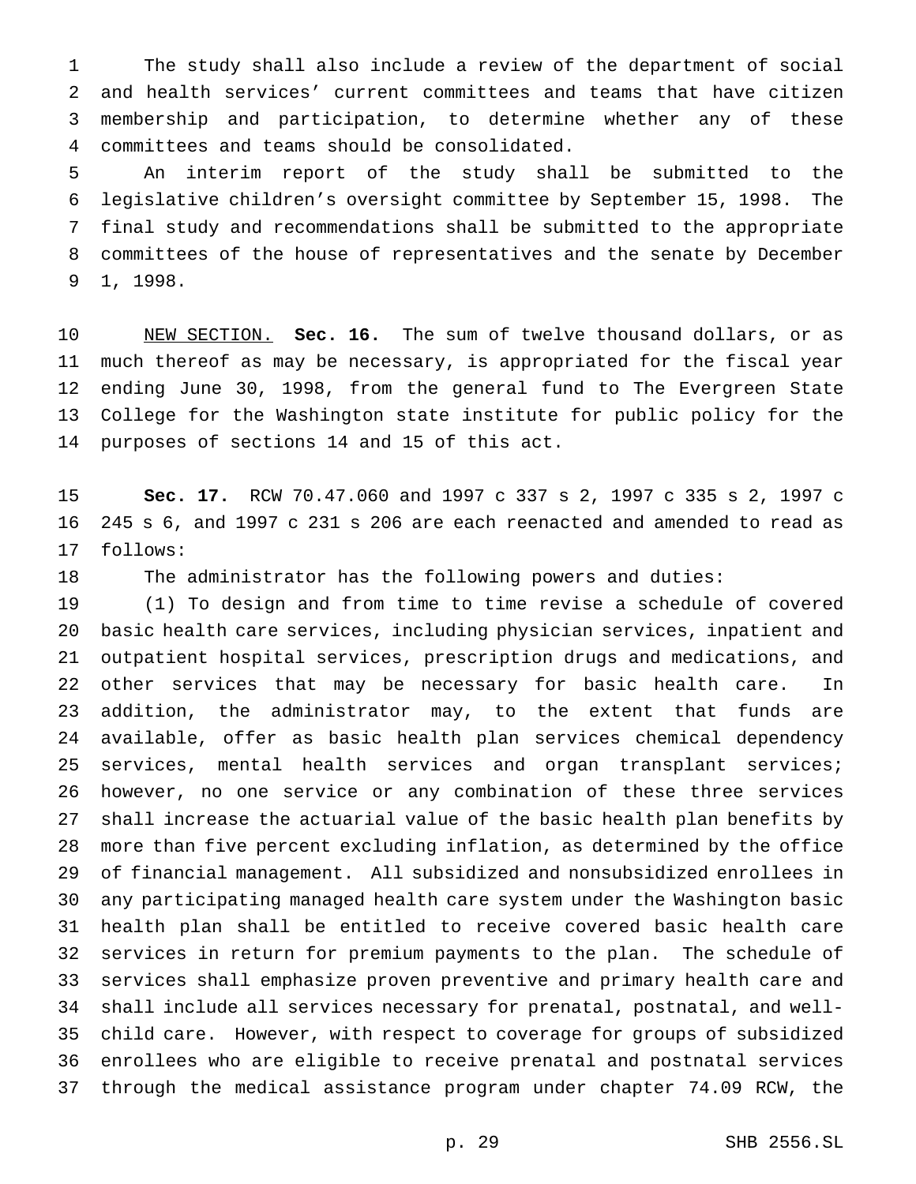The study shall also include a review of the department of social and health services' current committees and teams that have citizen membership and participation, to determine whether any of these committees and teams should be consolidated.

An interim report of the study shall be submitted to the legislative children's oversight committee by September 15, 1998. The final study and recommendations shall be submitted to the appropriate committees of the house of representatives and the senate by December 1, 1998.

NEW SECTION. **Sec. 16.** The sum of twelve thousand dollars, or as much thereof as may be necessary, is appropriated for the fiscal year ending June 30, 1998, from the general fund to The Evergreen State College for the Washington state institute for public policy for the purposes of sections 14 and 15 of this act.

**Sec. 17.** RCW 70.47.060 and 1997 c 337 s 2, 1997 c 335 s 2, 1997 c 245 s 6, and 1997 c 231 s 206 are each reenacted and amended to read as follows:

The administrator has the following powers and duties:

(1) To design and from time to time revise a schedule of covered basic health care services, including physician services, inpatient and outpatient hospital services, prescription drugs and medications, and other services that may be necessary for basic health care. In addition, the administrator may, to the extent that funds are available, offer as basic health plan services chemical dependency services, mental health services and organ transplant services; however, no one service or any combination of these three services shall increase the actuarial value of the basic health plan benefits by more than five percent excluding inflation, as determined by the office of financial management. All subsidized and nonsubsidized enrollees in any participating managed health care system under the Washington basic health plan shall be entitled to receive covered basic health care services in return for premium payments to the plan. The schedule of services shall emphasize proven preventive and primary health care and shall include all services necessary for prenatal, postnatal, and well-child care. However, with respect to coverage for groups of subsidized enrollees who are eligible to receive prenatal and postnatal services through the medical assistance program under chapter 74.09 RCW, the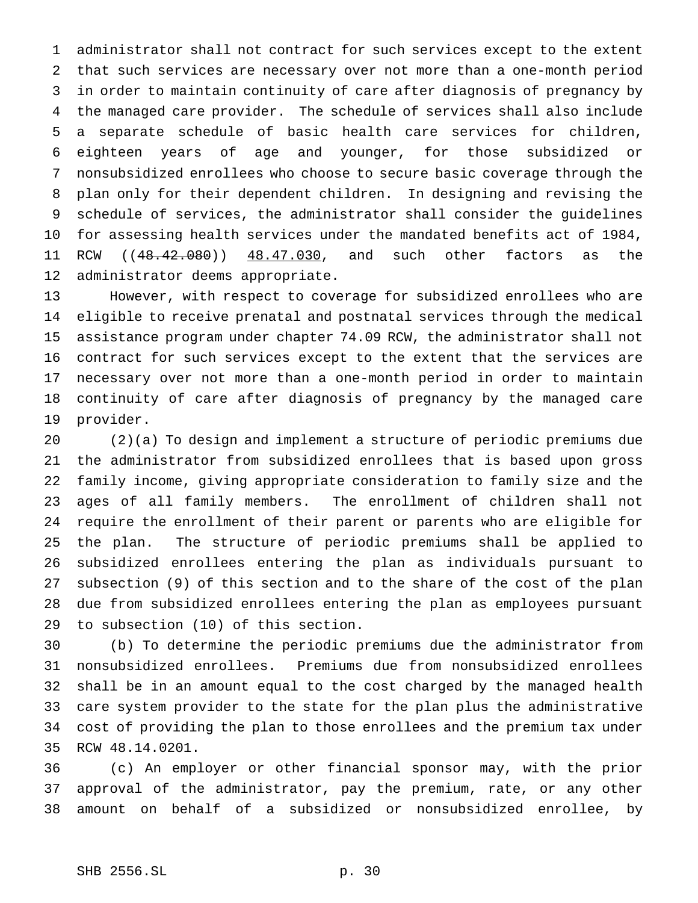administrator shall not contract for such services except to the extent that such services are necessary over not more than a one-month period in order to maintain continuity of care after diagnosis of pregnancy by the managed care provider. The schedule of services shall also include a separate schedule of basic health care services for children, eighteen years of age and younger, for those subsidized or nonsubsidized enrollees who choose to secure basic coverage through the plan only for their dependent children. In designing and revising the schedule of services, the administrator shall consider the guidelines for assessing health services under the mandated benefits act of 1984, RCW ((~~48.42.080~~)) <u>48.47.030</u>, and such other factors as the administrator deems appropriate.

However, with respect to coverage for subsidized enrollees who are eligible to receive prenatal and postnatal services through the medical assistance program under chapter 74.09 RCW, the administrator shall not contract for such services except to the extent that the services are necessary over not more than a one-month period in order to maintain continuity of care after diagnosis of pregnancy by the managed care provider.

(2)(a) To design and implement a structure of periodic premiums due the administrator from subsidized enrollees that is based upon gross family income, giving appropriate consideration to family size and the ages of all family members. The enrollment of children shall not require the enrollment of their parent or parents who are eligible for the plan. The structure of periodic premiums shall be applied to subsidized enrollees entering the plan as individuals pursuant to subsection (9) of this section and to the share of the cost of the plan due from subsidized enrollees entering the plan as employees pursuant to subsection (10) of this section.

(b) To determine the periodic premiums due the administrator from nonsubsidized enrollees. Premiums due from nonsubsidized enrollees shall be in an amount equal to the cost charged by the managed health care system provider to the state for the plan plus the administrative cost of providing the plan to those enrollees and the premium tax under RCW 48.14.0201.

(c) An employer or other financial sponsor may, with the prior approval of the administrator, pay the premium, rate, or any other amount on behalf of a subsidized or nonsubsidized enrollee, by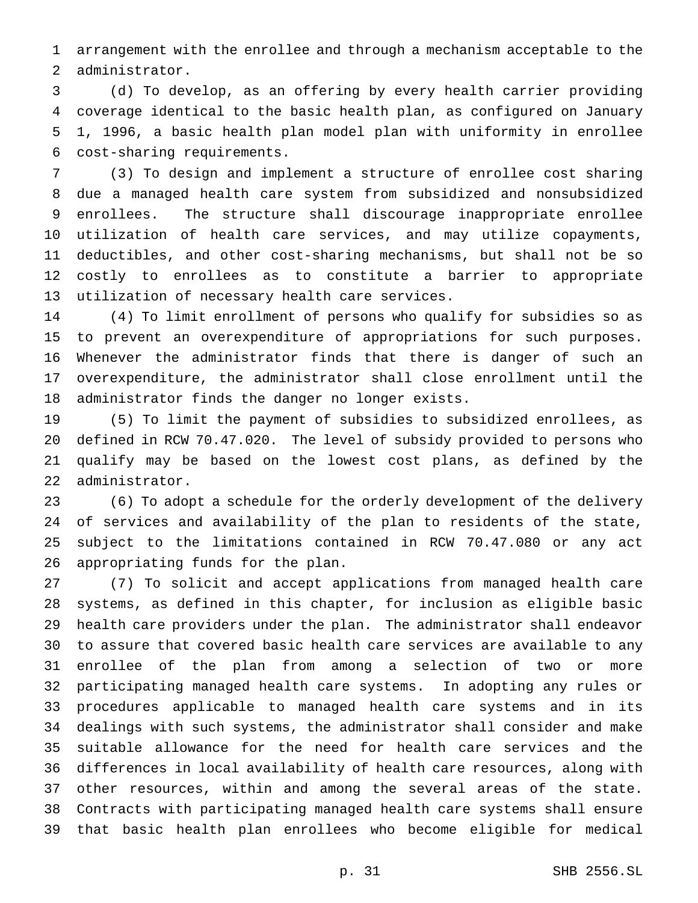arrangement with the enrollee and through a mechanism acceptable to the administrator.

(d) To develop, as an offering by every health carrier providing coverage identical to the basic health plan, as configured on January 1, 1996, a basic health plan model plan with uniformity in enrollee cost-sharing requirements.

(3) To design and implement a structure of enrollee cost sharing due a managed health care system from subsidized and nonsubsidized enrollees. The structure shall discourage inappropriate enrollee utilization of health care services, and may utilize copayments, deductibles, and other cost-sharing mechanisms, but shall not be so costly to enrollees as to constitute a barrier to appropriate utilization of necessary health care services.

(4) To limit enrollment of persons who qualify for subsidies so as to prevent an overexpenditure of appropriations for such purposes. Whenever the administrator finds that there is danger of such an overexpenditure, the administrator shall close enrollment until the administrator finds the danger no longer exists.

(5) To limit the payment of subsidies to subsidized enrollees, as defined in RCW 70.47.020. The level of subsidy provided to persons who qualify may be based on the lowest cost plans, as defined by the administrator.

(6) To adopt a schedule for the orderly development of the delivery of services and availability of the plan to residents of the state, subject to the limitations contained in RCW 70.47.080 or any act appropriating funds for the plan.

(7) To solicit and accept applications from managed health care systems, as defined in this chapter, for inclusion as eligible basic health care providers under the plan. The administrator shall endeavor to assure that covered basic health care services are available to any enrollee of the plan from among a selection of two or more participating managed health care systems. In adopting any rules or procedures applicable to managed health care systems and in its dealings with such systems, the administrator shall consider and make suitable allowance for the need for health care services and the differences in local availability of health care resources, along with other resources, within and among the several areas of the state. Contracts with participating managed health care systems shall ensure that basic health plan enrollees who become eligible for medical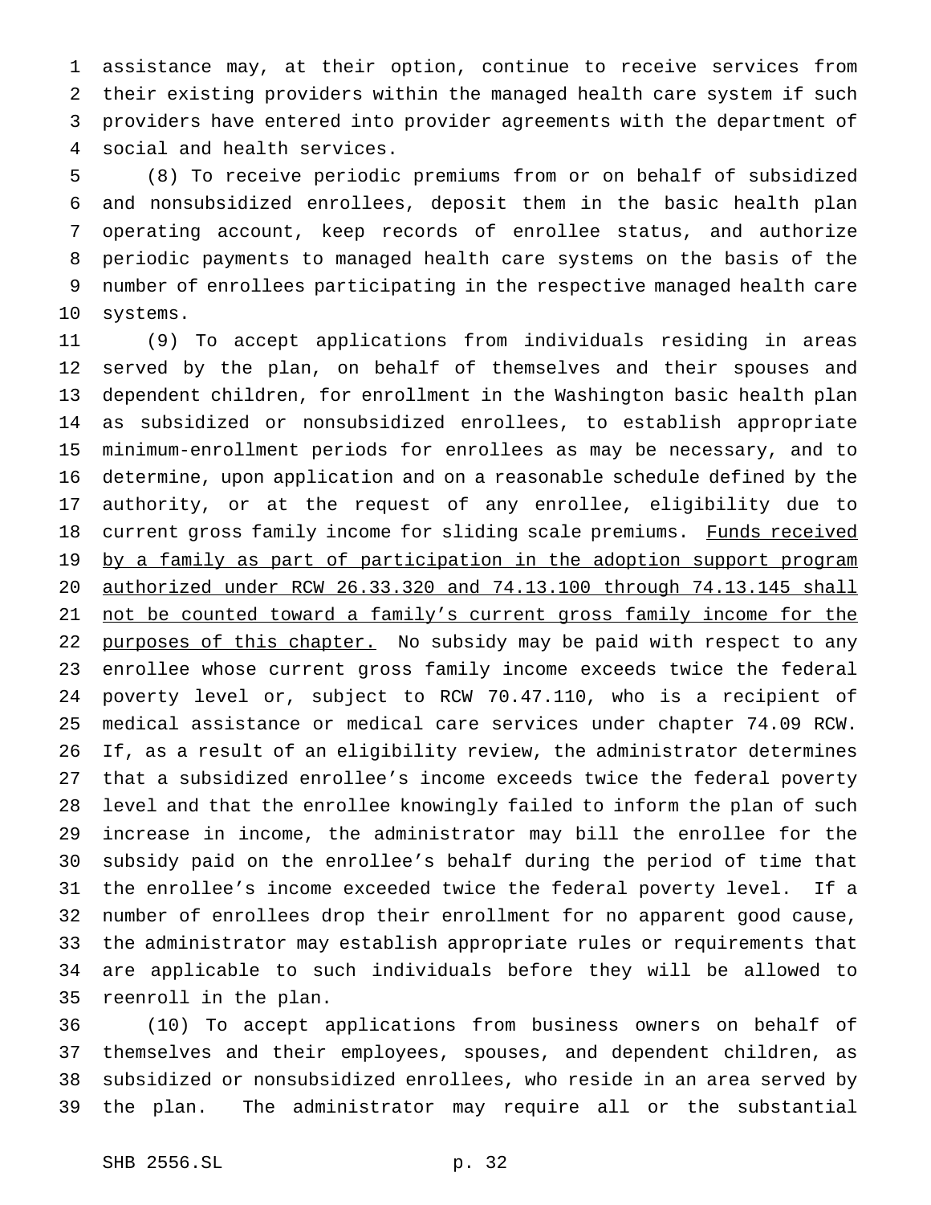assistance may, at their option, continue to receive services from their existing providers within the managed health care system if such providers have entered into provider agreements with the department of social and health services.

(8) To receive periodic premiums from or on behalf of subsidized and nonsubsidized enrollees, deposit them in the basic health plan operating account, keep records of enrollee status, and authorize periodic payments to managed health care systems on the basis of the number of enrollees participating in the respective managed health care systems.

(9) To accept applications from individuals residing in areas served by the plan, on behalf of themselves and their spouses and dependent children, for enrollment in the Washington basic health plan as subsidized or nonsubsidized enrollees, to establish appropriate minimum-enrollment periods for enrollees as may be necessary, and to determine, upon application and on a reasonable schedule defined by the authority, or at the request of any enrollee, eligibility due to current gross family income for sliding scale premiums. <u>Funds received by a family as part of participation in the adoption support program authorized under RCW 26.33.320 and 74.13.100 through 74.13.145 shall not be counted toward a family's current gross family income for the purposes of this chapter.</u> No subsidy may be paid with respect to any enrollee whose current gross family income exceeds twice the federal poverty level or, subject to RCW 70.47.110, who is a recipient of medical assistance or medical care services under chapter 74.09 RCW. If, as a result of an eligibility review, the administrator determines that a subsidized enrollee's income exceeds twice the federal poverty level and that the enrollee knowingly failed to inform the plan of such increase in income, the administrator may bill the enrollee for the subsidy paid on the enrollee's behalf during the period of time that the enrollee's income exceeded twice the federal poverty level. If a number of enrollees drop their enrollment for no apparent good cause, the administrator may establish appropriate rules or requirements that are applicable to such individuals before they will be allowed to reenroll in the plan.

(10) To accept applications from business owners on behalf of themselves and their employees, spouses, and dependent children, as subsidized or nonsubsidized enrollees, who reside in an area served by the plan. The administrator may require all or the substantial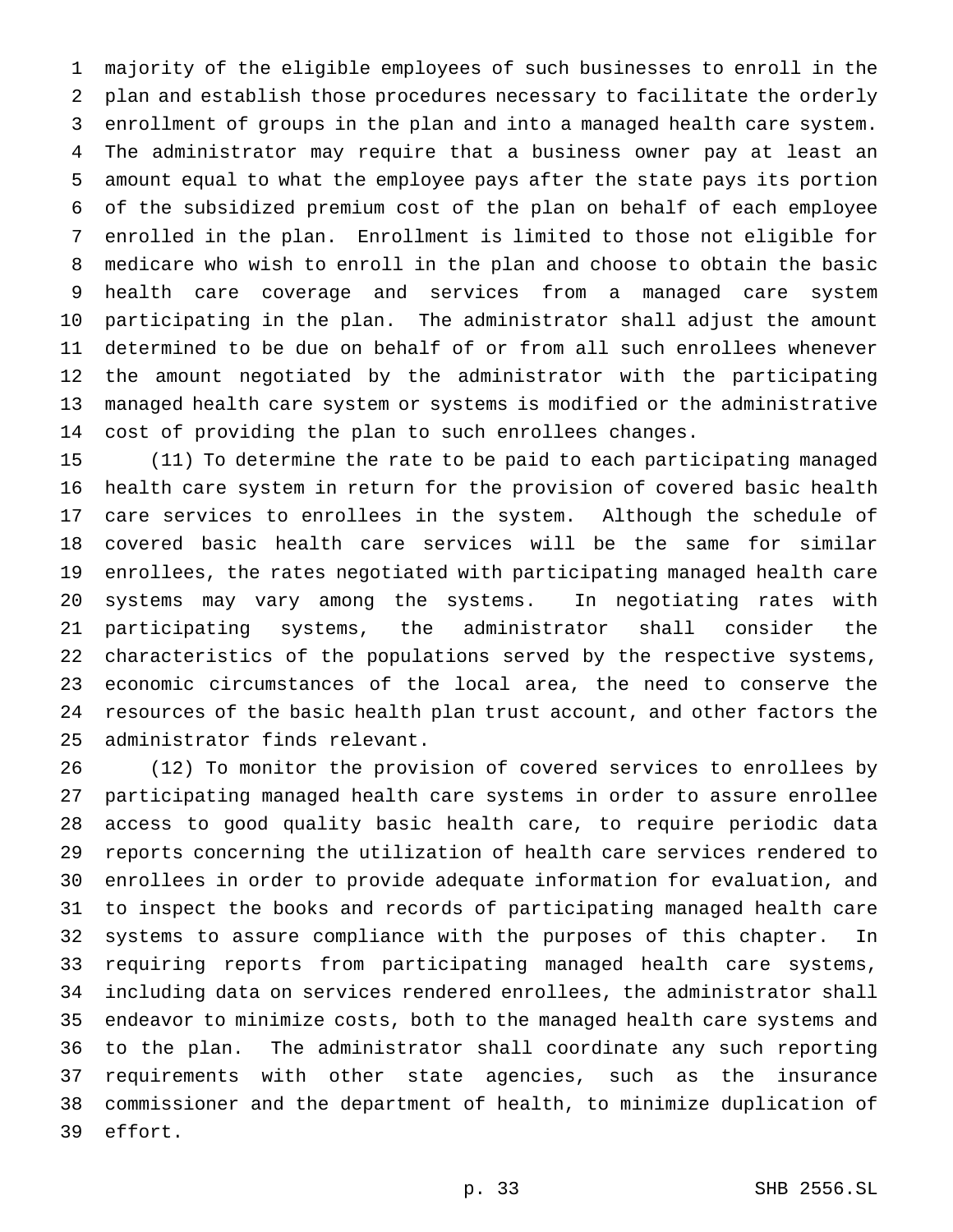majority of the eligible employees of such businesses to enroll in the plan and establish those procedures necessary to facilitate the orderly enrollment of groups in the plan and into a managed health care system. The administrator may require that a business owner pay at least an amount equal to what the employee pays after the state pays its portion of the subsidized premium cost of the plan on behalf of each employee enrolled in the plan. Enrollment is limited to those not eligible for medicare who wish to enroll in the plan and choose to obtain the basic health care coverage and services from a managed care system participating in the plan. The administrator shall adjust the amount determined to be due on behalf of or from all such enrollees whenever the amount negotiated by the administrator with the participating managed health care system or systems is modified or the administrative cost of providing the plan to such enrollees changes.

(11) To determine the rate to be paid to each participating managed health care system in return for the provision of covered basic health care services to enrollees in the system. Although the schedule of covered basic health care services will be the same for similar enrollees, the rates negotiated with participating managed health care systems may vary among the systems. In negotiating rates with participating systems, the administrator shall consider the characteristics of the populations served by the respective systems, economic circumstances of the local area, the need to conserve the resources of the basic health plan trust account, and other factors the administrator finds relevant.

(12) To monitor the provision of covered services to enrollees by participating managed health care systems in order to assure enrollee access to good quality basic health care, to require periodic data reports concerning the utilization of health care services rendered to enrollees in order to provide adequate information for evaluation, and to inspect the books and records of participating managed health care systems to assure compliance with the purposes of this chapter. In requiring reports from participating managed health care systems, including data on services rendered enrollees, the administrator shall endeavor to minimize costs, both to the managed health care systems and to the plan. The administrator shall coordinate any such reporting requirements with other state agencies, such as the insurance commissioner and the department of health, to minimize duplication of effort.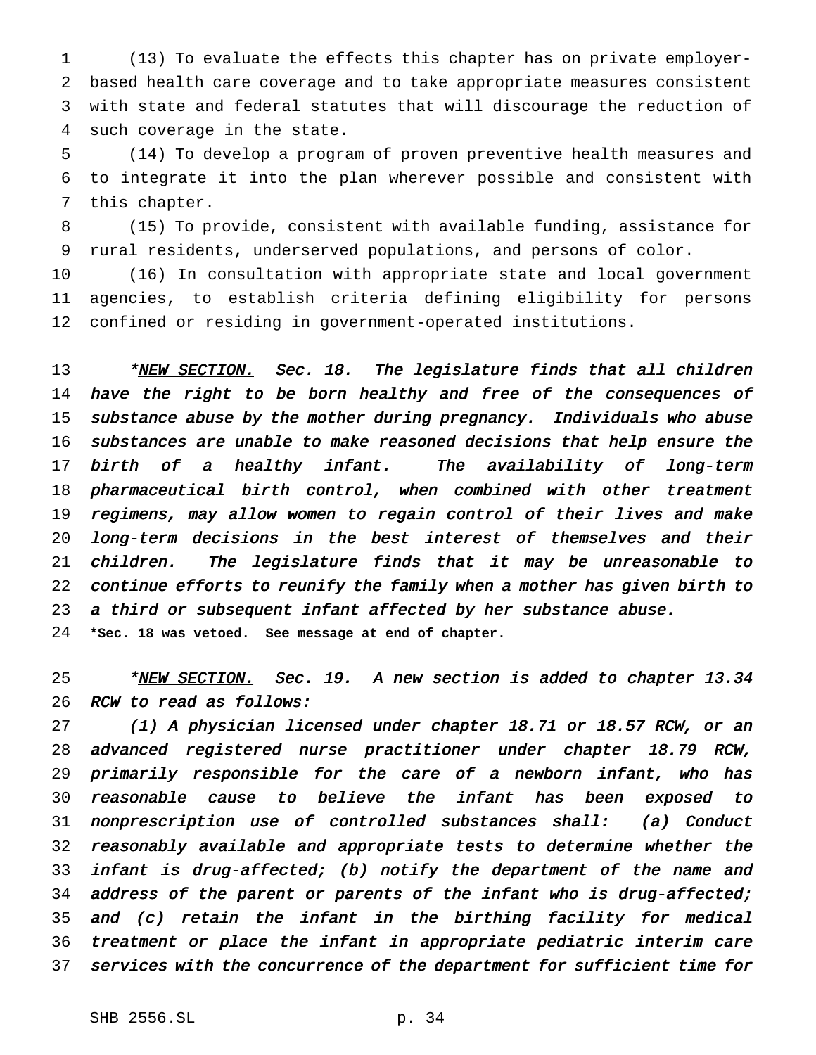(13) To evaluate the effects this chapter has on private employer-based health care coverage and to take appropriate measures consistent with state and federal statutes that will discourage the reduction of such coverage in the state.

(14) To develop a program of proven preventive health measures and to integrate it into the plan wherever possible and consistent with this chapter.

(15) To provide, consistent with available funding, assistance for rural residents, underserved populations, and persons of color.

(16) In consultation with appropriate state and local government agencies, to establish criteria defining eligibility for persons confined or residing in government-operated institutions.

*\*NEW SECTION. Sec. 18. The legislature finds that all children have the right to be born healthy and free of the consequences of substance abuse by the mother during pregnancy. Individuals who abuse substances are unable to make reasoned decisions that help ensure the birth of a healthy infant. The availability of long-term pharmaceutical birth control, when combined with other treatment regimens, may allow women to regain control of their lives and make long-term decisions in the best interest of themselves and their children. The legislature finds that it may be unreasonable to continue efforts to reunify the family when a mother has given birth to a third or subsequent infant affected by her substance abuse.*

**\*Sec. 18 was vetoed. See message at end of chapter.**

*\*NEW SECTION. Sec. 19. A new section is added to chapter 13.34 RCW to read as follows:*

*(1) A physician licensed under chapter 18.71 or 18.57 RCW, or an advanced registered nurse practitioner under chapter 18.79 RCW, primarily responsible for the care of a newborn infant, who has reasonable cause to believe the infant has been exposed to nonprescription use of controlled substances shall: (a) Conduct reasonably available and appropriate tests to determine whether the infant is drug-affected; (b) notify the department of the name and address of the parent or parents of the infant who is drug-affected; and (c) retain the infant in the birthing facility for medical treatment or place the infant in appropriate pediatric interim care services with the concurrence of the department for sufficient time for*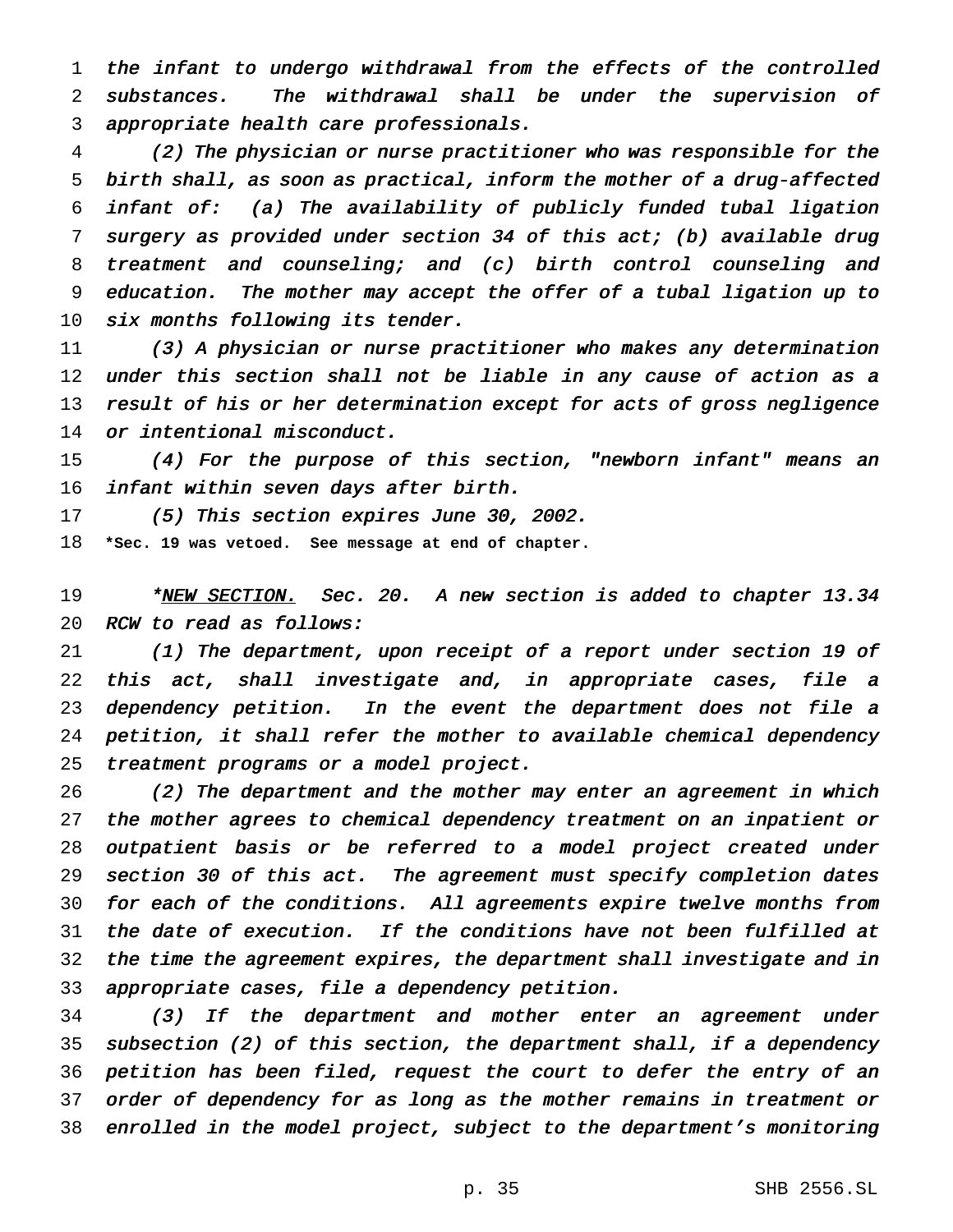*the infant to undergo withdrawal from the effects of the controlled substances. The withdrawal shall be under the supervision of appropriate health care professionals.*

*(2) The physician or nurse practitioner who was responsible for the birth shall, as soon as practical, inform the mother of a drug-affected infant of: (a) The availability of publicly funded tubal ligation surgery as provided under section 34 of this act; (b) available drug treatment and counseling; and (c) birth control counseling and education. The mother may accept the offer of a tubal ligation up to six months following its tender.*

*(3) A physician or nurse practitioner who makes any determination under this section shall not be liable in any cause of action as a result of his or her determination except for acts of gross negligence or intentional misconduct.*

*(4) For the purpose of this section, "newborn infant" means an infant within seven days after birth.*

*(5) This section expires June 30, 2002.*

**\*Sec. 19 was vetoed. See message at end of chapter.**

*\*<u>NEW SECTION.</u> Sec. 20. A new section is added to chapter 13.34 RCW to read as follows:*

*(1) The department, upon receipt of a report under section 19 of this act, shall investigate and, in appropriate cases, file a dependency petition. In the event the department does not file a petition, it shall refer the mother to available chemical dependency treatment programs or a model project.*

*(2) The department and the mother may enter an agreement in which the mother agrees to chemical dependency treatment on an inpatient or outpatient basis or be referred to a model project created under section 30 of this act. The agreement must specify completion dates for each of the conditions. All agreements expire twelve months from the date of execution. If the conditions have not been fulfilled at the time the agreement expires, the department shall investigate and in appropriate cases, file a dependency petition.*

*(3) If the department and mother enter an agreement under subsection (2) of this section, the department shall, if a dependency petition has been filed, request the court to defer the entry of an order of dependency for as long as the mother remains in treatment or enrolled in the model project, subject to the department's monitoring*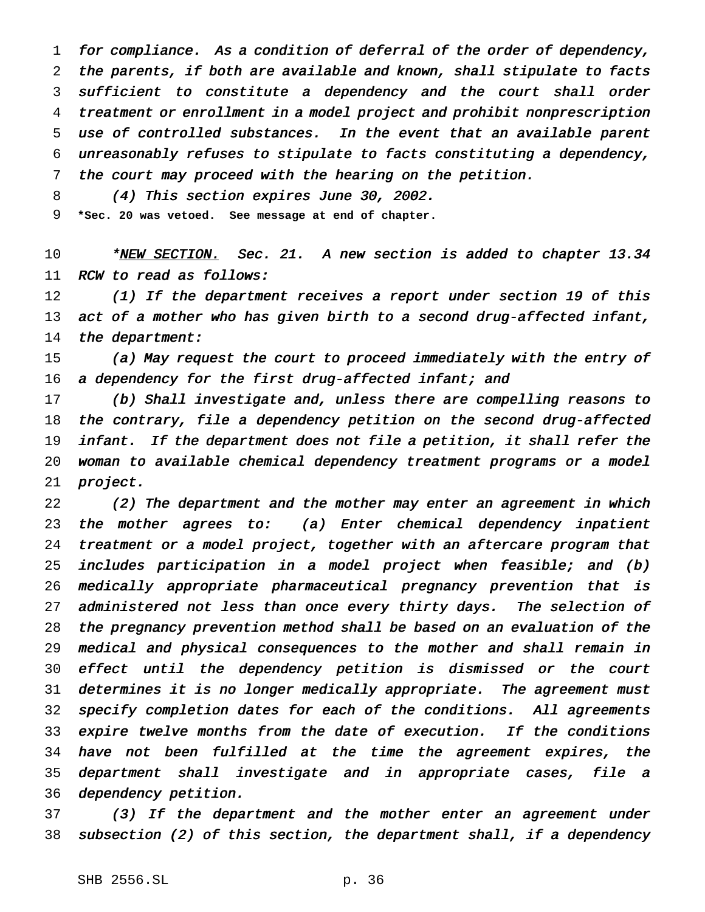*for compliance. As a condition of deferral of the order of dependency, the parents, if both are available and known, shall stipulate to facts sufficient to constitute a dependency and the court shall order treatment or enrollment in a model project and prohibit nonprescription use of controlled substances. In the event that an available parent unreasonably refuses to stipulate to facts constituting a dependency, the court may proceed with the hearing on the petition.*

*(4) This section expires June 30, 2002.*

**\*Sec. 20 was vetoed. See message at end of chapter.**

*\*NEW SECTION. Sec. 21. A new section is added to chapter 13.34 RCW to read as follows:*

*(1) If the department receives a report under section 19 of this act of a mother who has given birth to a second drug-affected infant, the department:*

*(a) May request the court to proceed immediately with the entry of a dependency for the first drug-affected infant; and*

*(b) Shall investigate and, unless there are compelling reasons to the contrary, file a dependency petition on the second drug-affected infant. If the department does not file a petition, it shall refer the woman to available chemical dependency treatment programs or a model project.*

*(2) The department and the mother may enter an agreement in which the mother agrees to: (a) Enter chemical dependency inpatient treatment or a model project, together with an aftercare program that includes participation in a model project when feasible; and (b) medically appropriate pharmaceutical pregnancy prevention that is administered not less than once every thirty days. The selection of the pregnancy prevention method shall be based on an evaluation of the medical and physical consequences to the mother and shall remain in effect until the dependency petition is dismissed or the court determines it is no longer medically appropriate. The agreement must specify completion dates for each of the conditions. All agreements expire twelve months from the date of execution. If the conditions have not been fulfilled at the time the agreement expires, the department shall investigate and in appropriate cases, file a dependency petition.*

*(3) If the department and the mother enter an agreement under subsection (2) of this section, the department shall, if a dependency*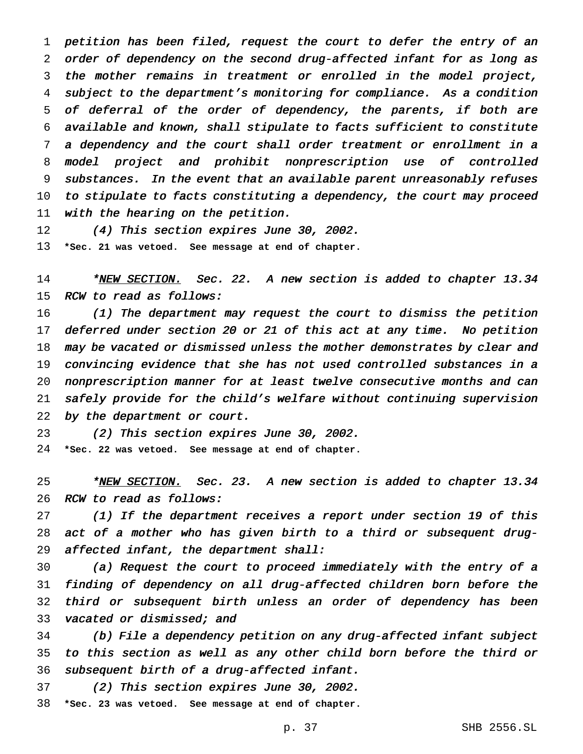*petition has been filed, request the court to defer the entry of an order of dependency on the second drug-affected infant for as long as the mother remains in treatment or enrolled in the model project, subject to the department's monitoring for compliance. As a condition of deferral of the order of dependency, the parents, if both are available and known, shall stipulate to facts sufficient to constitute a dependency and the court shall order treatment or enrollment in a model project and prohibit nonprescription use of controlled substances. In the event that an available parent unreasonably refuses to stipulate to facts constituting a dependency, the court may proceed with the hearing on the petition.*

*(4) This section expires June 30, 2002.*

**\*Sec. 21 was vetoed. See message at end of chapter.**

*\*<u>NEW SECTION.</u> Sec. 22. A new section is added to chapter 13.34 RCW to read as follows:*

*(1) The department may request the court to dismiss the petition deferred under section 20 or 21 of this act at any time. No petition may be vacated or dismissed unless the mother demonstrates by clear and convincing evidence that she has not used controlled substances in a nonprescription manner for at least twelve consecutive months and can safely provide for the child's welfare without continuing supervision by the department or court.*

*(2) This section expires June 30, 2002.*

**\*Sec. 22 was vetoed. See message at end of chapter.**

*\*<u>NEW SECTION.</u> Sec. 23. A new section is added to chapter 13.34 RCW to read as follows:*

*(1) If the department receives a report under section 19 of this act of a mother who has given birth to a third or subsequent drug-affected infant, the department shall:*

*(a) Request the court to proceed immediately with the entry of a finding of dependency on all drug-affected children born before the third or subsequent birth unless an order of dependency has been vacated or dismissed; and*

*(b) File a dependency petition on any drug-affected infant subject to this section as well as any other child born before the third or subsequent birth of a drug-affected infant.*

*(2) This section expires June 30, 2002.*

**\*Sec. 23 was vetoed. See message at end of chapter.**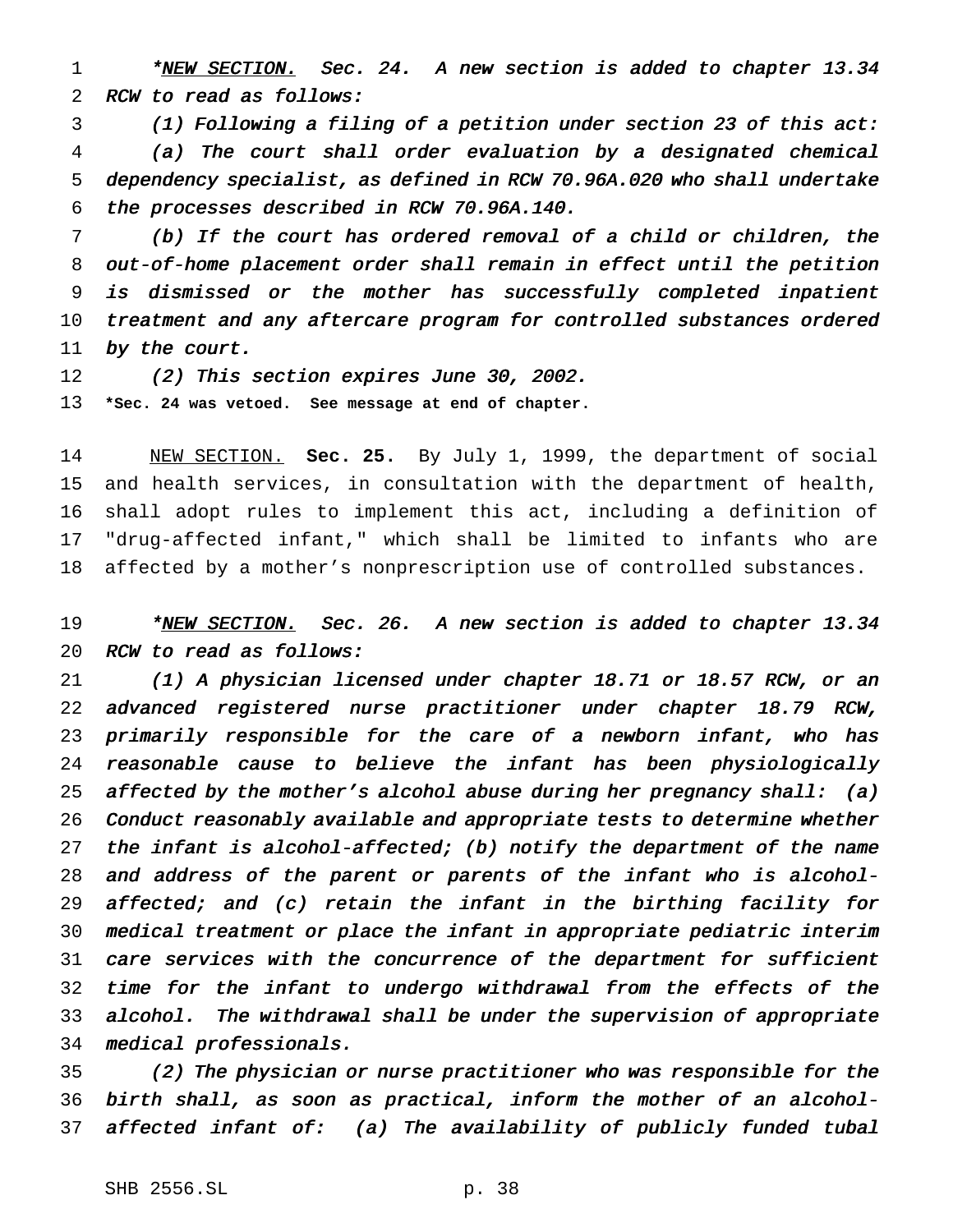*_NEW SECTION._ *Sec. 24. A new section is added to chapter 13.34 RCW to read as follows:*

*(1) Following a filing of a petition under section 23 of this act:*

*(a) The court shall order evaluation by a designated chemical dependency specialist, as defined in RCW 70.96A.020 who shall undertake the processes described in RCW 70.96A.140.*

*(b) If the court has ordered removal of a child or children, the out-of-home placement order shall remain in effect until the petition is dismissed or the mother has successfully completed inpatient treatment and any aftercare program for controlled substances ordered by the court.*

*(2) This section expires June 30, 2002.*

**\*Sec. 24 was vetoed. See message at end of chapter.**

NEW SECTION. **Sec. 25.** By July 1, 1999, the department of social and health services, in consultation with the department of health, shall adopt rules to implement this act, including a definition of "drug-affected infant," which shall be limited to infants who are affected by a mother's nonprescription use of controlled substances.

*_NEW SECTION._ *Sec. 26. A new section is added to chapter 13.34 RCW to read as follows:*

*(1) A physician licensed under chapter 18.71 or 18.57 RCW, or an advanced registered nurse practitioner under chapter 18.79 RCW, primarily responsible for the care of a newborn infant, who has reasonable cause to believe the infant has been physiologically affected by the mother's alcohol abuse during her pregnancy shall: (a) Conduct reasonably available and appropriate tests to determine whether the infant is alcohol-affected; (b) notify the department of the name and address of the parent or parents of the infant who is alcohol-affected; and (c) retain the infant in the birthing facility for medical treatment or place the infant in appropriate pediatric interim care services with the concurrence of the department for sufficient time for the infant to undergo withdrawal from the effects of the alcohol. The withdrawal shall be under the supervision of appropriate medical professionals.*

*(2) The physician or nurse practitioner who was responsible for the birth shall, as soon as practical, inform the mother of an alcohol-affected infant of: (a) The availability of publicly funded tubal*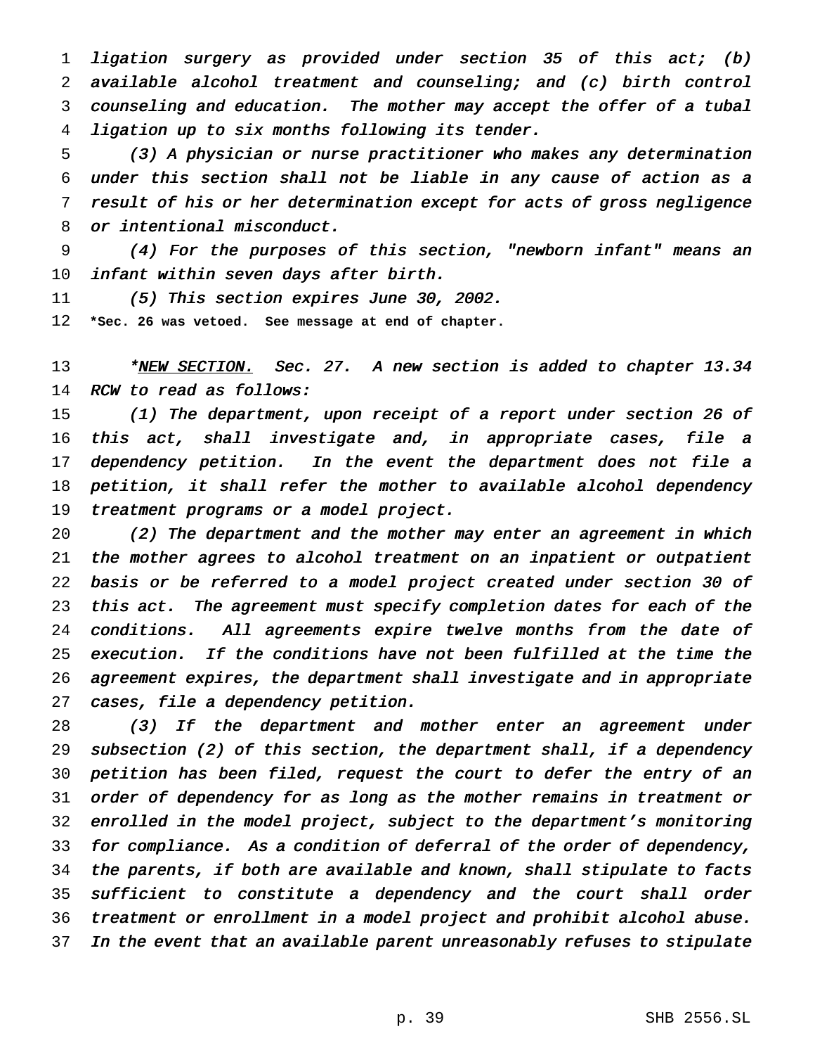*ligation surgery as provided under section 35 of this act; (b) available alcohol treatment and counseling; and (c) birth control counseling and education. The mother may accept the offer of a tubal ligation up to six months following its tender.*

*(3) A physician or nurse practitioner who makes any determination under this section shall not be liable in any cause of action as a result of his or her determination except for acts of gross negligence or intentional misconduct.*

*(4) For the purposes of this section, "newborn infant" means an infant within seven days after birth.*

*(5) This section expires June 30, 2002.*

**\*Sec. 26 was vetoed. See message at end of chapter.**

*\*NEW SECTION. Sec. 27. A new section is added to chapter 13.34 RCW to read as follows:*

*(1) The department, upon receipt of a report under section 26 of this act, shall investigate and, in appropriate cases, file a dependency petition. In the event the department does not file a petition, it shall refer the mother to available alcohol dependency treatment programs or a model project.*

*(2) The department and the mother may enter an agreement in which the mother agrees to alcohol treatment on an inpatient or outpatient basis or be referred to a model project created under section 30 of this act. The agreement must specify completion dates for each of the conditions. All agreements expire twelve months from the date of execution. If the conditions have not been fulfilled at the time the agreement expires, the department shall investigate and in appropriate cases, file a dependency petition.*

*(3) If the department and mother enter an agreement under subsection (2) of this section, the department shall, if a dependency petition has been filed, request the court to defer the entry of an order of dependency for as long as the mother remains in treatment or enrolled in the model project, subject to the department's monitoring for compliance. As a condition of deferral of the order of dependency, the parents, if both are available and known, shall stipulate to facts sufficient to constitute a dependency and the court shall order treatment or enrollment in a model project and prohibit alcohol abuse. In the event that an available parent unreasonably refuses to stipulate*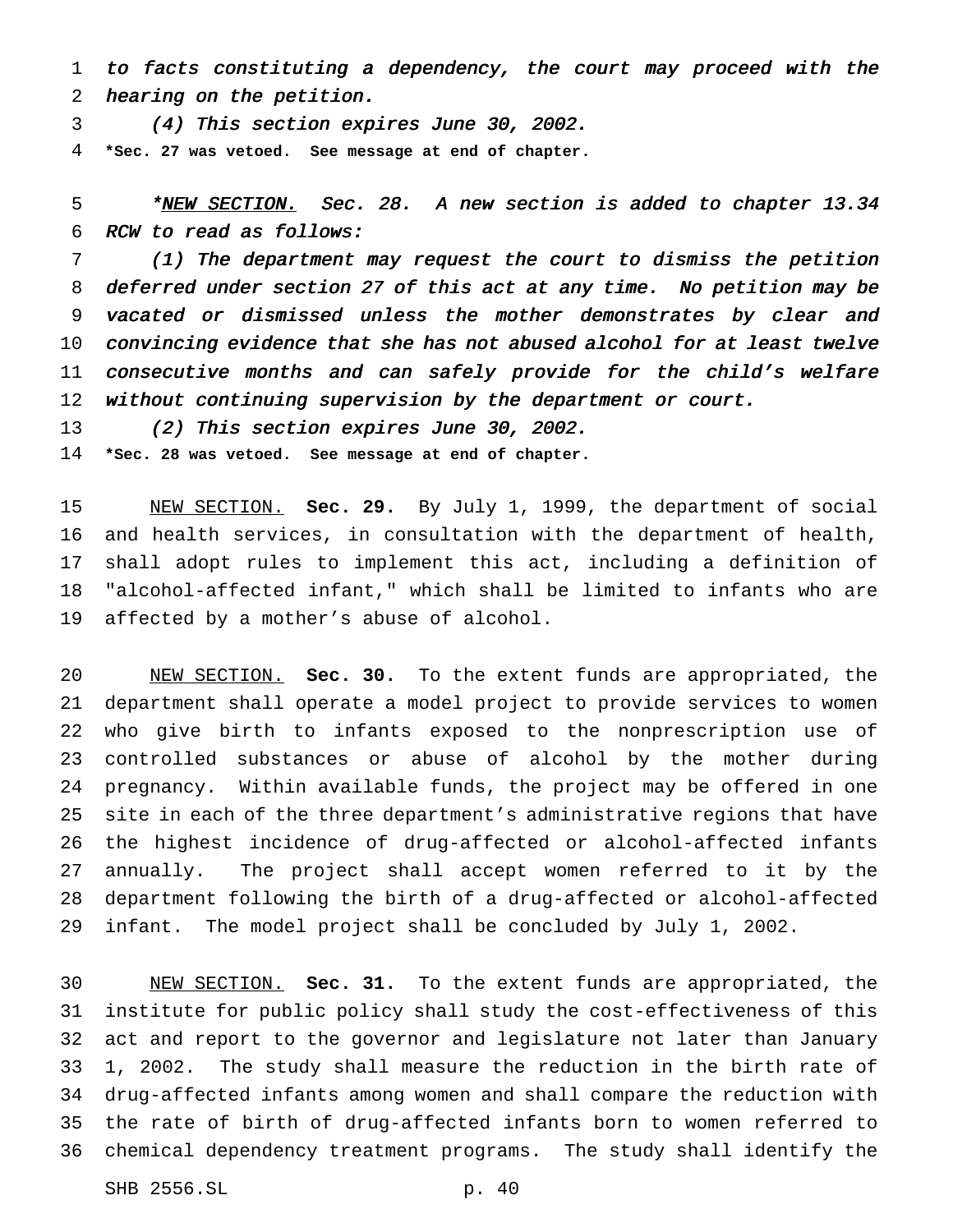*to facts constituting a dependency, the court may proceed with the hearing on the petition.*

*(4) This section expires June 30, 2002.*

**\*Sec. 27 was vetoed. See message at end of chapter.**

*\*NEW SECTION. Sec. 28. A new section is added to chapter 13.34 RCW to read as follows:*

*(1) The department may request the court to dismiss the petition deferred under section 27 of this act at any time. No petition may be vacated or dismissed unless the mother demonstrates by clear and convincing evidence that she has not abused alcohol for at least twelve consecutive months and can safely provide for the child's welfare without continuing supervision by the department or court.*

*(2) This section expires June 30, 2002.*

**\*Sec. 28 was vetoed. See message at end of chapter.**

NEW SECTION. **Sec. 29.** By July 1, 1999, the department of social and health services, in consultation with the department of health, shall adopt rules to implement this act, including a definition of "alcohol-affected infant," which shall be limited to infants who are affected by a mother's abuse of alcohol.

NEW SECTION. **Sec. 30.** To the extent funds are appropriated, the department shall operate a model project to provide services to women who give birth to infants exposed to the nonprescription use of controlled substances or abuse of alcohol by the mother during pregnancy. Within available funds, the project may be offered in one site in each of the three department's administrative regions that have the highest incidence of drug-affected or alcohol-affected infants annually. The project shall accept women referred to it by the department following the birth of a drug-affected or alcohol-affected infant. The model project shall be concluded by July 1, 2002.

NEW SECTION. **Sec. 31.** To the extent funds are appropriated, the institute for public policy shall study the cost-effectiveness of this act and report to the governor and legislature not later than January 1, 2002. The study shall measure the reduction in the birth rate of drug-affected infants among women and shall compare the reduction with the rate of birth of drug-affected infants born to women referred to chemical dependency treatment programs. The study shall identify the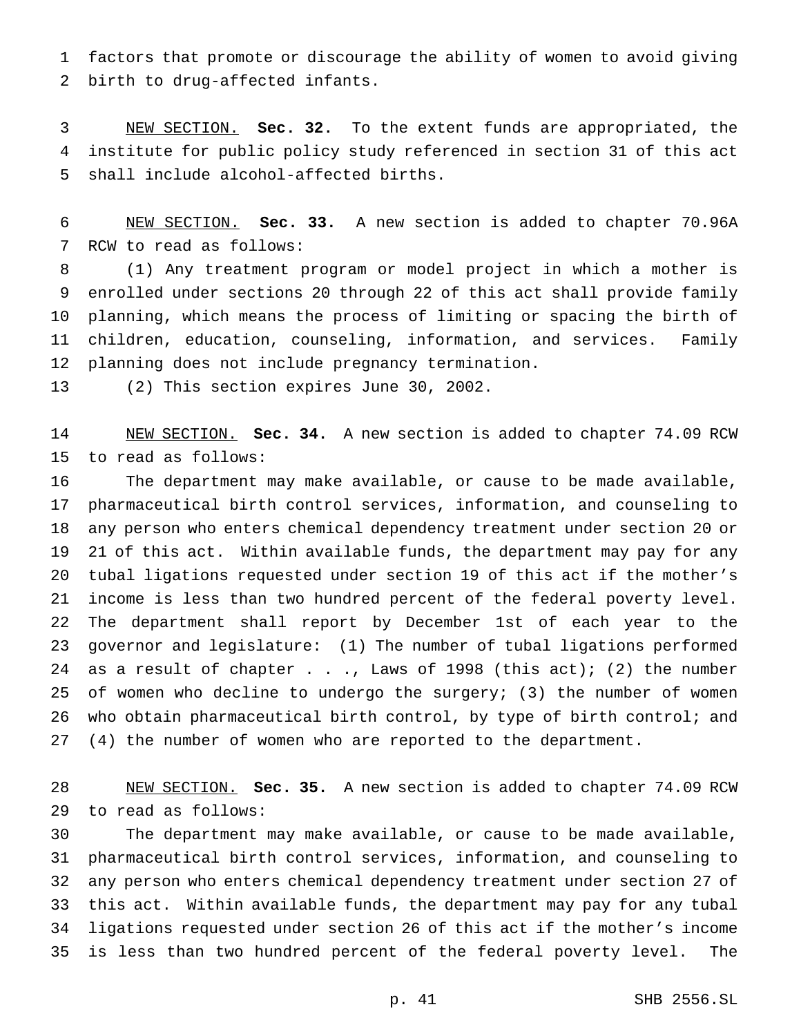factors that promote or discourage the ability of women to avoid giving birth to drug-affected infants.

NEW SECTION. **Sec. 32.** To the extent funds are appropriated, the institute for public policy study referenced in section 31 of this act shall include alcohol-affected births.

NEW SECTION. **Sec. 33.** A new section is added to chapter 70.96A RCW to read as follows:

(1) Any treatment program or model project in which a mother is enrolled under sections 20 through 22 of this act shall provide family planning, which means the process of limiting or spacing the birth of children, education, counseling, information, and services. Family planning does not include pregnancy termination.

(2) This section expires June 30, 2002.

NEW SECTION. **Sec. 34.** A new section is added to chapter 74.09 RCW to read as follows:

The department may make available, or cause to be made available, pharmaceutical birth control services, information, and counseling to any person who enters chemical dependency treatment under section 20 or 21 of this act. Within available funds, the department may pay for any tubal ligations requested under section 19 of this act if the mother's income is less than two hundred percent of the federal poverty level. The department shall report by December 1st of each year to the governor and legislature: (1) The number of tubal ligations performed as a result of chapter . . ., Laws of 1998 (this act); (2) the number of women who decline to undergo the surgery; (3) the number of women who obtain pharmaceutical birth control, by type of birth control; and (4) the number of women who are reported to the department.

NEW SECTION. **Sec. 35.** A new section is added to chapter 74.09 RCW to read as follows:

The department may make available, or cause to be made available, pharmaceutical birth control services, information, and counseling to any person who enters chemical dependency treatment under section 27 of this act. Within available funds, the department may pay for any tubal ligations requested under section 26 of this act if the mother's income is less than two hundred percent of the federal poverty level. The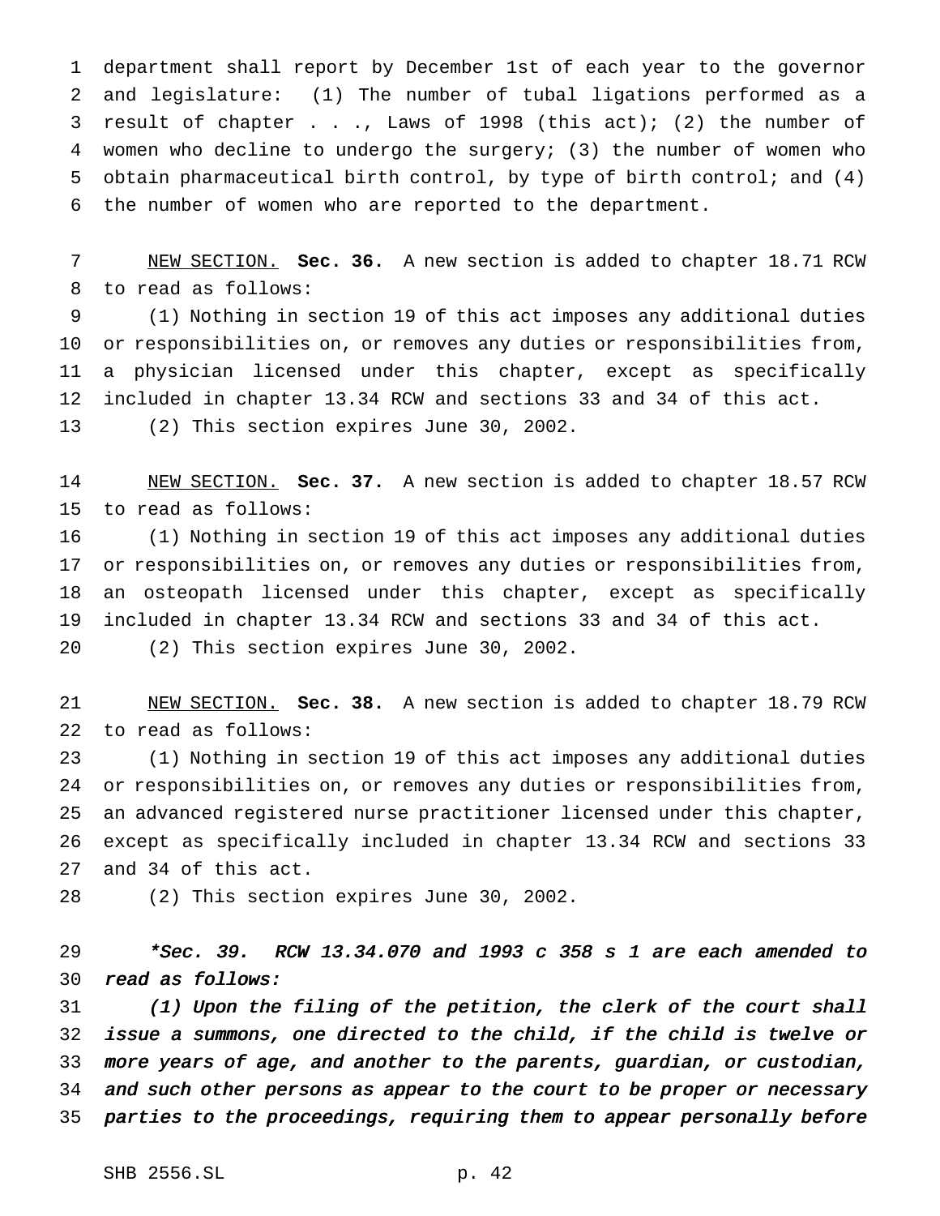department shall report by December 1st of each year to the governor and legislature: (1) The number of tubal ligations performed as a result of chapter . . ., Laws of 1998 (this act); (2) the number of women who decline to undergo the surgery; (3) the number of women who obtain pharmaceutical birth control, by type of birth control; and (4) the number of women who are reported to the department.

NEW SECTION. **Sec. 36.** A new section is added to chapter 18.71 RCW to read as follows:

(1) Nothing in section 19 of this act imposes any additional duties or responsibilities on, or removes any duties or responsibilities from, a physician licensed under this chapter, except as specifically included in chapter 13.34 RCW and sections 33 and 34 of this act.

(2) This section expires June 30, 2002.

NEW SECTION. **Sec. 37.** A new section is added to chapter 18.57 RCW to read as follows:

(1) Nothing in section 19 of this act imposes any additional duties or responsibilities on, or removes any duties or responsibilities from, an osteopath licensed under this chapter, except as specifically included in chapter 13.34 RCW and sections 33 and 34 of this act.

(2) This section expires June 30, 2002.

NEW SECTION. **Sec. 38.** A new section is added to chapter 18.79 RCW to read as follows:

(1) Nothing in section 19 of this act imposes any additional duties or responsibilities on, or removes any duties or responsibilities from, an advanced registered nurse practitioner licensed under this chapter, except as specifically included in chapter 13.34 RCW and sections 33 and 34 of this act.

(2) This section expires June 30, 2002.

*\*Sec. 39. RCW 13.34.070 and 1993 c 358 s 1 are each amended to read as follows:*

*(1) Upon the filing of the petition, the clerk of the court shall issue a summons, one directed to the child, if the child is twelve or more years of age, and another to the parents, guardian, or custodian, and such other persons as appear to the court to be proper or necessary parties to the proceedings, requiring them to appear personally before*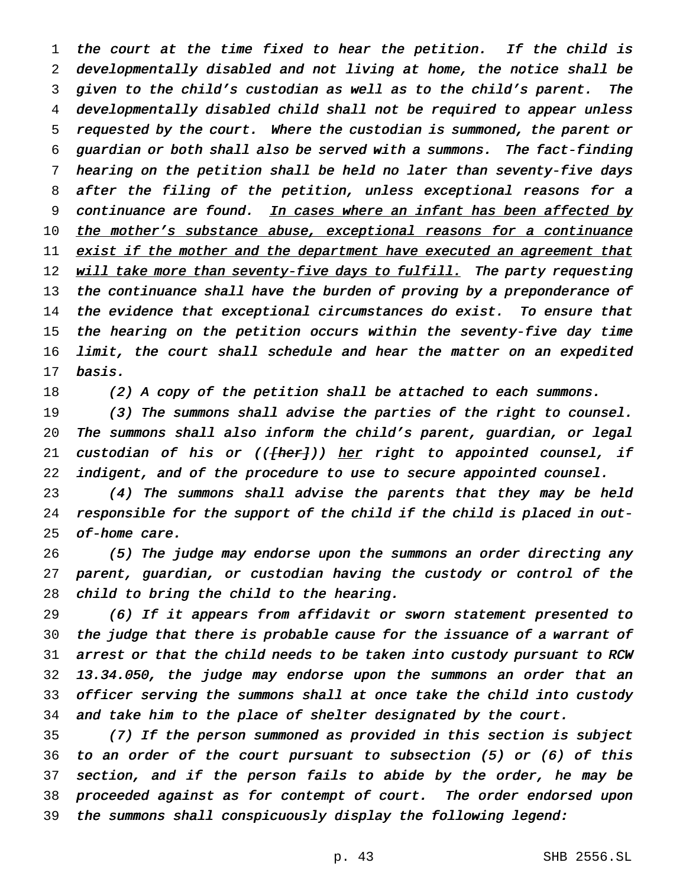the court at the time fixed to hear the petition. If the child is developmentally disabled and not living at home, the notice shall be given to the child's custodian as well as to the child's parent. The developmentally disabled child shall not be required to appear unless requested by the court. Where the custodian is summoned, the parent or guardian or both shall also be served with a summons. The fact-finding hearing on the petition shall be held no later than seventy-five days after the filing of the petition, unless exceptional reasons for a continuance are found. In cases where an infant has been affected by the mother's substance abuse, exceptional reasons for a continuance exist if the mother and the department have executed an agreement that will take more than seventy-five days to fulfill. The party requesting the continuance shall have the burden of proving by a preponderance of the evidence that exceptional circumstances do exist. To ensure that the hearing on the petition occurs within the seventy-five day time limit, the court shall schedule and hear the matter on an expedited basis.

(2) A copy of the petition shall be attached to each summons.

(3) The summons shall advise the parties of the right to counsel. The summons shall also inform the child's parent, guardian, or legal custodian of his or (([her])) her right to appointed counsel, if indigent, and of the procedure to use to secure appointed counsel.

(4) The summons shall advise the parents that they may be held responsible for the support of the child if the child is placed in out-of-home care.

(5) The judge may endorse upon the summons an order directing any parent, guardian, or custodian having the custody or control of the child to bring the child to the hearing.

(6) If it appears from affidavit or sworn statement presented to the judge that there is probable cause for the issuance of a warrant of arrest or that the child needs to be taken into custody pursuant to RCW 13.34.050, the judge may endorse upon the summons an order that an officer serving the summons shall at once take the child into custody and take him to the place of shelter designated by the court.

(7) If the person summoned as provided in this section is subject to an order of the court pursuant to subsection (5) or (6) of this section, and if the person fails to abide by the order, he may be proceeded against as for contempt of court. The order endorsed upon the summons shall conspicuously display the following legend: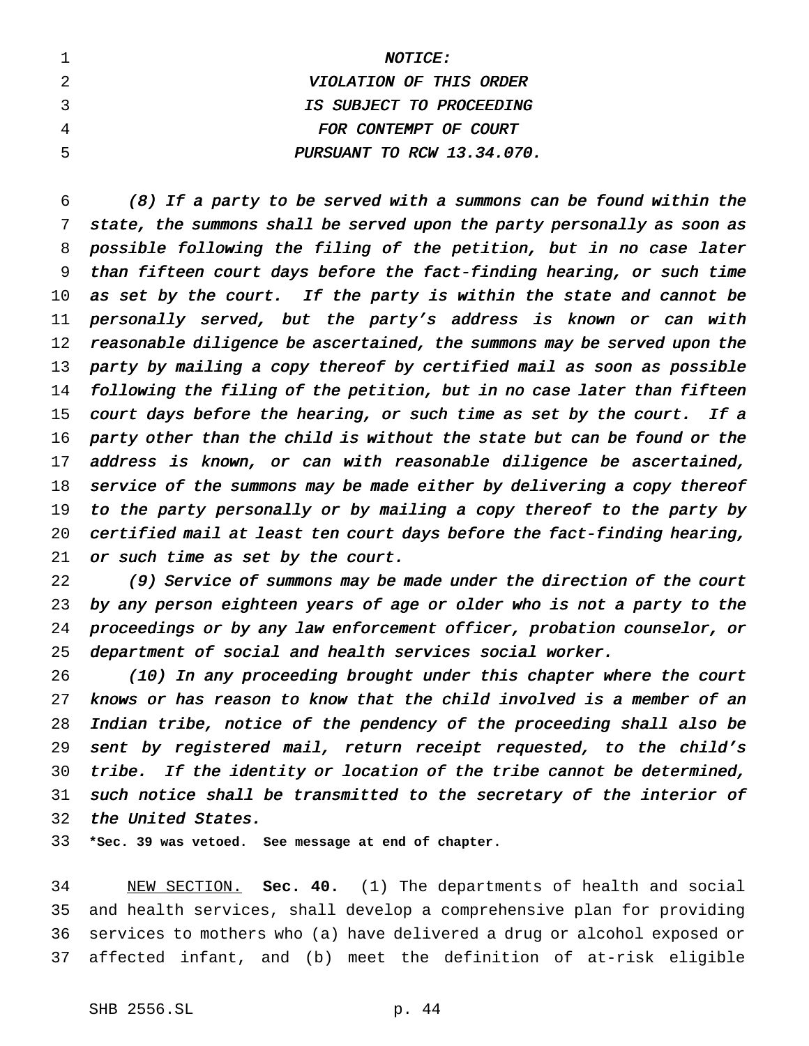*NOTICE:*
*VIOLATION OF THIS ORDER*
*IS SUBJECT TO PROCEEDING*
*FOR CONTEMPT OF COURT*
*PURSUANT TO RCW 13.34.070.*

*(8) If a party to be served with a summons can be found within the state, the summons shall be served upon the party personally as soon as possible following the filing of the petition, but in no case later than fifteen court days before the fact-finding hearing, or such time as set by the court. If the party is within the state and cannot be personally served, but the party's address is known or can with reasonable diligence be ascertained, the summons may be served upon the party by mailing a copy thereof by certified mail as soon as possible following the filing of the petition, but in no case later than fifteen court days before the hearing, or such time as set by the court. If a party other than the child is without the state but can be found or the address is known, or can with reasonable diligence be ascertained, service of the summons may be made either by delivering a copy thereof to the party personally or by mailing a copy thereof to the party by certified mail at least ten court days before the fact-finding hearing, or such time as set by the court.*

*(9) Service of summons may be made under the direction of the court by any person eighteen years of age or older who is not a party to the proceedings or by any law enforcement officer, probation counselor, or department of social and health services social worker.*

*(10) In any proceeding brought under this chapter where the court knows or has reason to know that the child involved is a member of an Indian tribe, notice of the pendency of the proceeding shall also be sent by registered mail, return receipt requested, to the child's tribe. If the identity or location of the tribe cannot be determined, such notice shall be transmitted to the secretary of the interior of the United States.*

**\*Sec. 39 was vetoed. See message at end of chapter.**

NEW SECTION. **Sec. 40.** (1) The departments of health and social and health services, shall develop a comprehensive plan for providing services to mothers who (a) have delivered a drug or alcohol exposed or affected infant, and (b) meet the definition of at-risk eligible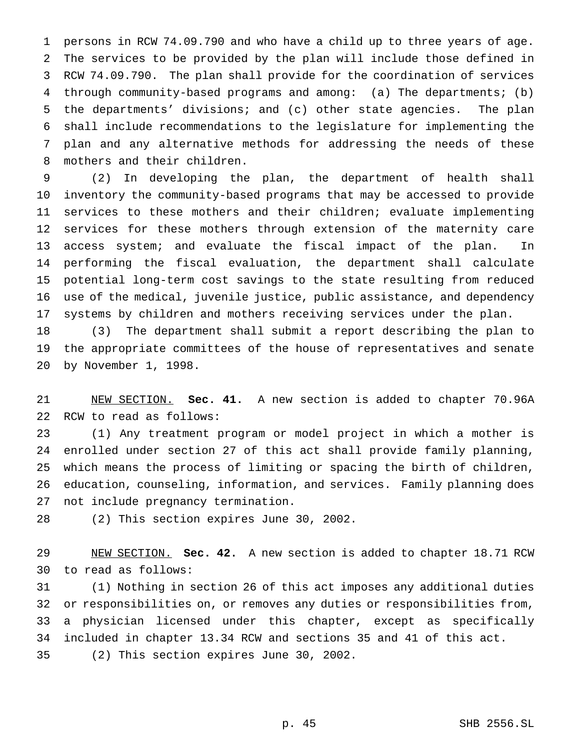persons in RCW 74.09.790 and who have a child up to three years of age. The services to be provided by the plan will include those defined in RCW 74.09.790. The plan shall provide for the coordination of services through community-based programs and among: (a) The departments; (b) the departments' divisions; and (c) other state agencies. The plan shall include recommendations to the legislature for implementing the plan and any alternative methods for addressing the needs of these mothers and their children.

(2) In developing the plan, the department of health shall inventory the community-based programs that may be accessed to provide services to these mothers and their children; evaluate implementing services for these mothers through extension of the maternity care access system; and evaluate the fiscal impact of the plan. In performing the fiscal evaluation, the department shall calculate potential long-term cost savings to the state resulting from reduced use of the medical, juvenile justice, public assistance, and dependency systems by children and mothers receiving services under the plan.

(3) The department shall submit a report describing the plan to the appropriate committees of the house of representatives and senate by November 1, 1998.

NEW SECTION. **Sec. 41.** A new section is added to chapter 70.96A RCW to read as follows:

(1) Any treatment program or model project in which a mother is enrolled under section 27 of this act shall provide family planning, which means the process of limiting or spacing the birth of children, education, counseling, information, and services. Family planning does not include pregnancy termination.

(2) This section expires June 30, 2002.

NEW SECTION. **Sec. 42.** A new section is added to chapter 18.71 RCW to read as follows:

(1) Nothing in section 26 of this act imposes any additional duties or responsibilities on, or removes any duties or responsibilities from, a physician licensed under this chapter, except as specifically included in chapter 13.34 RCW and sections 35 and 41 of this act.

(2) This section expires June 30, 2002.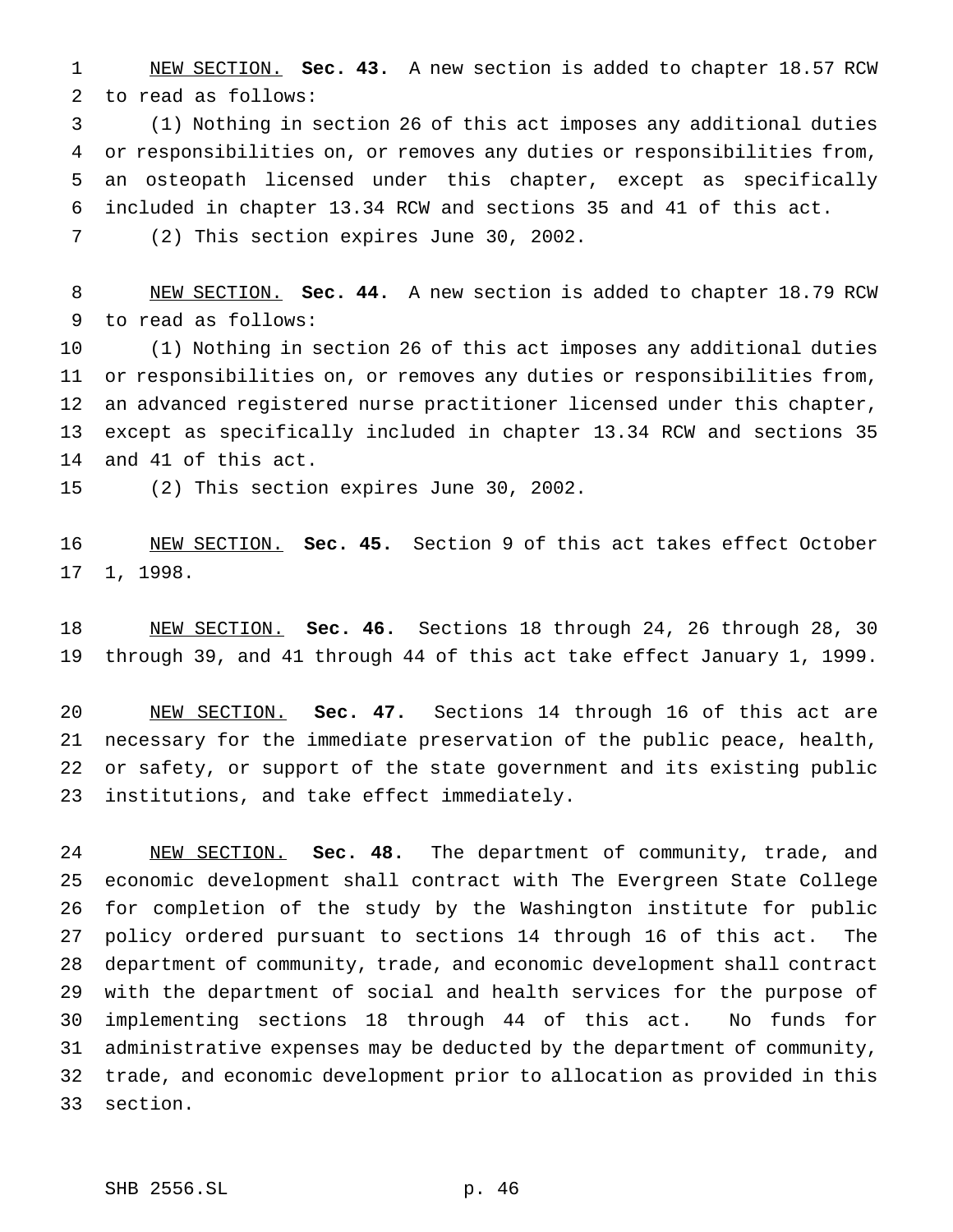NEW SECTION. **Sec. 43.** A new section is added to chapter 18.57 RCW to read as follows:

(1) Nothing in section 26 of this act imposes any additional duties or responsibilities on, or removes any duties or responsibilities from, an osteopath licensed under this chapter, except as specifically included in chapter 13.34 RCW and sections 35 and 41 of this act.

(2) This section expires June 30, 2002.

NEW SECTION. **Sec. 44.** A new section is added to chapter 18.79 RCW to read as follows:

(1) Nothing in section 26 of this act imposes any additional duties or responsibilities on, or removes any duties or responsibilities from, an advanced registered nurse practitioner licensed under this chapter, except as specifically included in chapter 13.34 RCW and sections 35 and 41 of this act.

(2) This section expires June 30, 2002.

NEW SECTION. **Sec. 45.** Section 9 of this act takes effect October 1, 1998.

NEW SECTION. **Sec. 46.** Sections 18 through 24, 26 through 28, 30 through 39, and 41 through 44 of this act take effect January 1, 1999.

NEW SECTION. **Sec. 47.** Sections 14 through 16 of this act are necessary for the immediate preservation of the public peace, health, or safety, or support of the state government and its existing public institutions, and take effect immediately.

NEW SECTION. **Sec. 48.** The department of community, trade, and economic development shall contract with The Evergreen State College for completion of the study by the Washington institute for public policy ordered pursuant to sections 14 through 16 of this act. The department of community, trade, and economic development shall contract with the department of social and health services for the purpose of implementing sections 18 through 44 of this act. No funds for administrative expenses may be deducted by the department of community, trade, and economic development prior to allocation as provided in this section.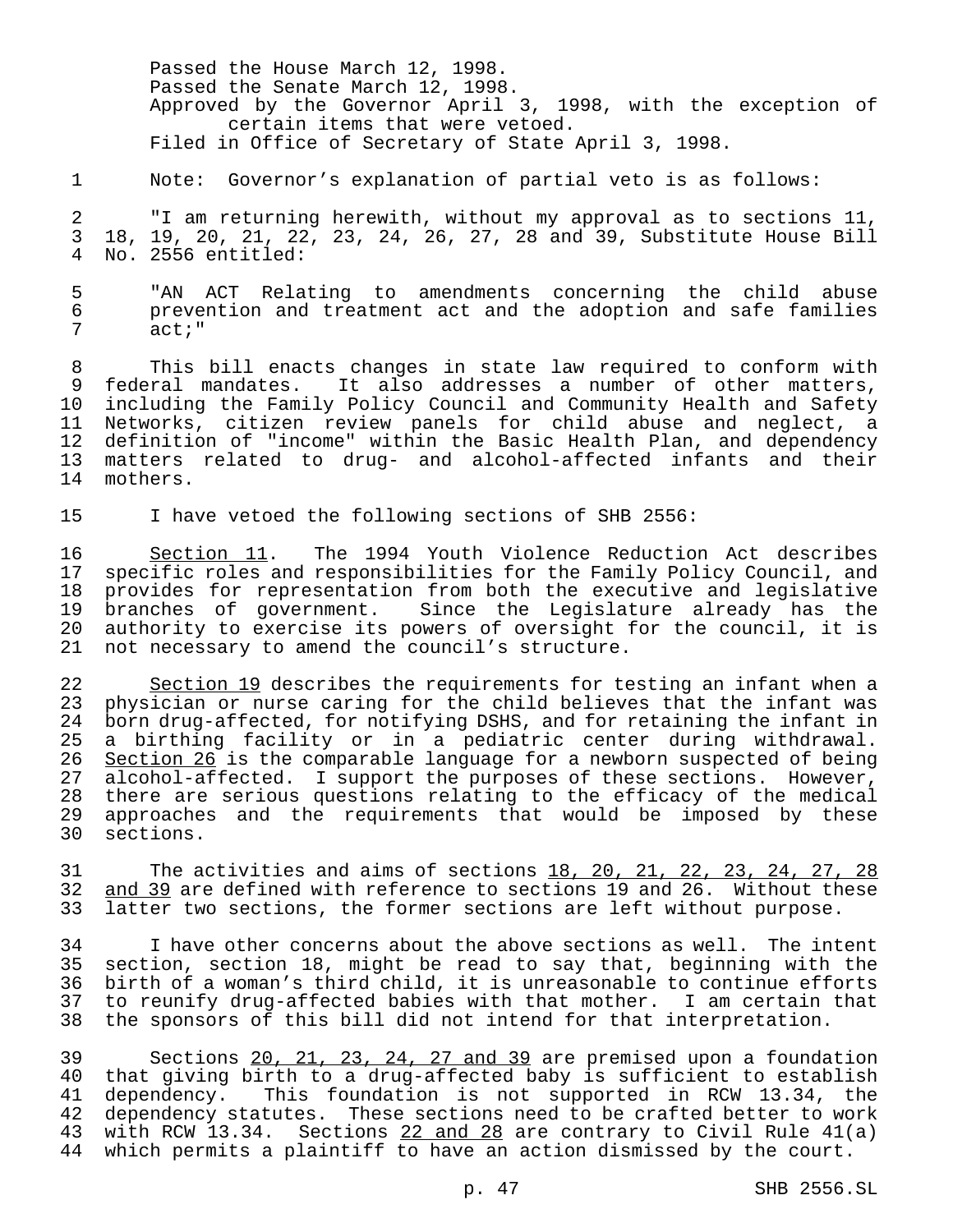Passed the House March 12, 1998.
Passed the Senate March 12, 1998.
Approved by the Governor April 3, 1998, with the exception of certain items that were vetoed.
Filed in Office of Secretary of State April 3, 1998.

Note: Governor's explanation of partial veto is as follows:

"I am returning herewith, without my approval as to sections 11, 18, 19, 20, 21, 22, 23, 24, 26, 27, 28 and 39, Substitute House Bill No. 2556 entitled:

"AN ACT Relating to amendments concerning the child abuse prevention and treatment act and the adoption and safe families act;"

This bill enacts changes in state law required to conform with federal mandates. It also addresses a number of other matters, including the Family Policy Council and Community Health and Safety Networks, citizen review panels for child abuse and neglect, a definition of "income" within the Basic Health Plan, and dependency matters related to drug- and alcohol-affected infants and their mothers.

I have vetoed the following sections of SHB 2556:

Section 11. The 1994 Youth Violence Reduction Act describes specific roles and responsibilities for the Family Policy Council, and provides for representation from both the executive and legislative branches of government. Since the Legislature already has the authority to exercise its powers of oversight for the council, it is not necessary to amend the council's structure.

Section 19 describes the requirements for testing an infant when a physician or nurse caring for the child believes that the infant was born drug-affected, for notifying DSHS, and for retaining the infant in a birthing facility or in a pediatric center during withdrawal. Section 26 is the comparable language for a newborn suspected of being alcohol-affected. I support the purposes of these sections. However, there are serious questions relating to the efficacy of the medical approaches and the requirements that would be imposed by these sections.

The activities and aims of sections 18, 20, 21, 22, 23, 24, 27, 28 and 39 are defined with reference to sections 19 and 26. Without these latter two sections, the former sections are left without purpose.

I have other concerns about the above sections as well. The intent section, section 18, might be read to say that, beginning with the birth of a woman's third child, it is unreasonable to continue efforts to reunify drug-affected babies with that mother. I am certain that the sponsors of this bill did not intend for that interpretation.

Sections 20, 21, 23, 24, 27 and 39 are premised upon a foundation that giving birth to a drug-affected baby is sufficient to establish dependency. This foundation is not supported in RCW 13.34, the dependency statutes. These sections need to be crafted better to work with RCW 13.34. Sections 22 and 28 are contrary to Civil Rule 41(a) which permits a plaintiff to have an action dismissed by the court.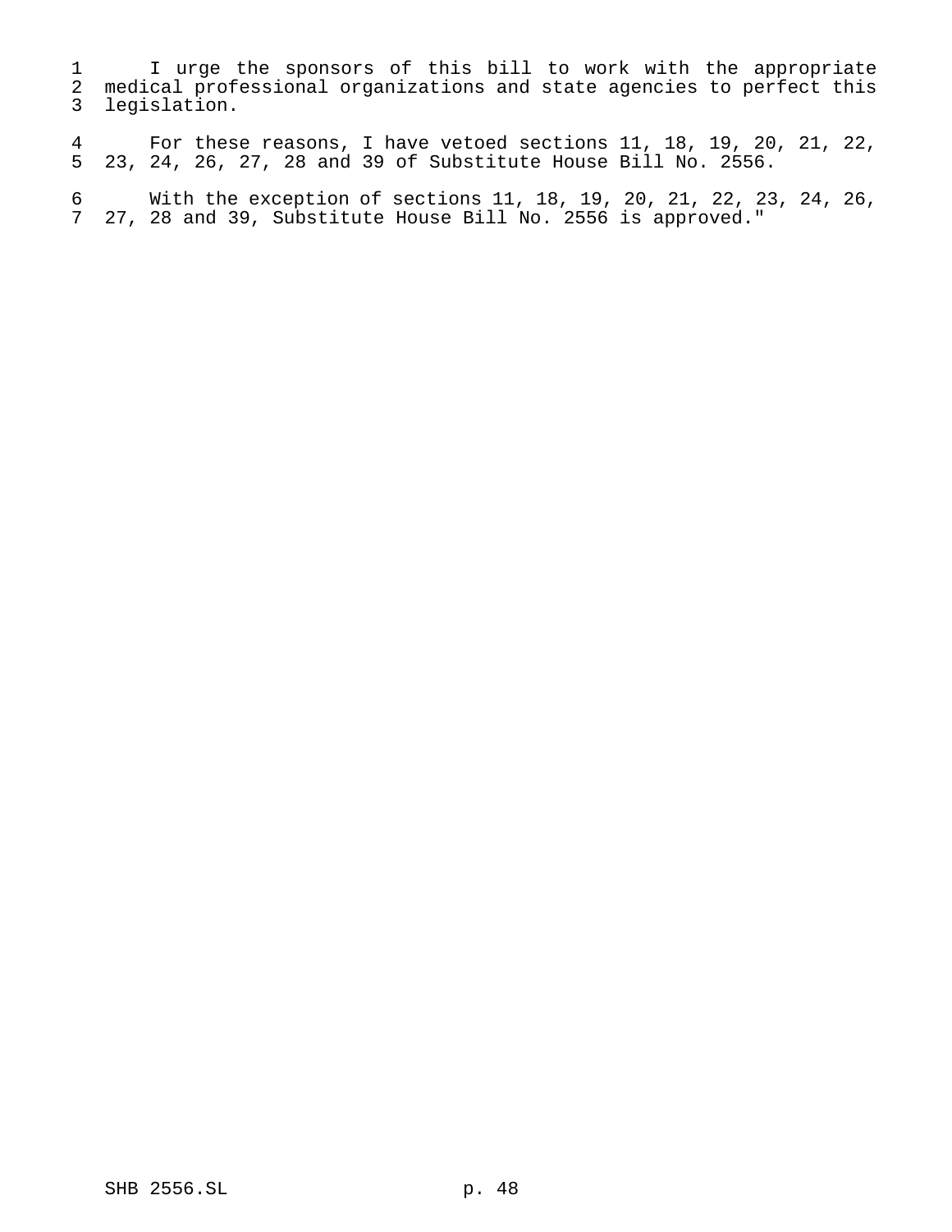I urge the sponsors of this bill to work with the appropriate medical professional organizations and state agencies to perfect this legislation.

For these reasons, I have vetoed sections 11, 18, 19, 20, 21, 22, 23, 24, 26, 27, 28 and 39 of Substitute House Bill No. 2556.

With the exception of sections 11, 18, 19, 20, 21, 22, 23, 24, 26, 27, 28 and 39, Substitute House Bill No. 2556 is approved."